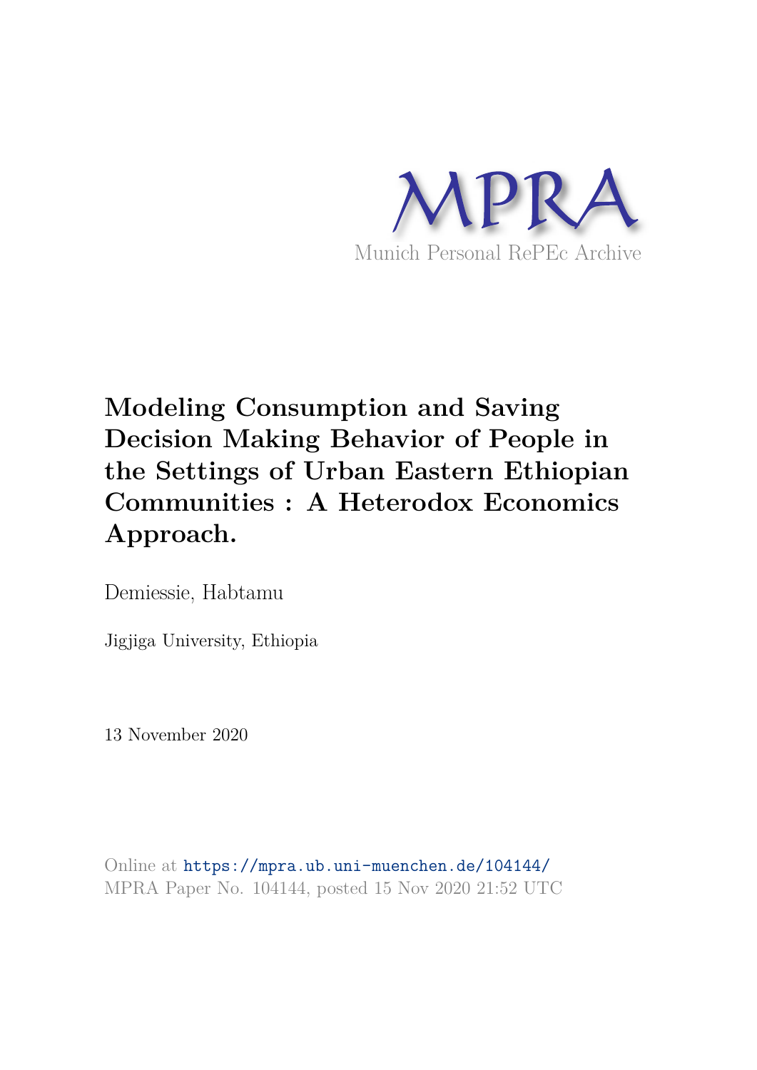MPRA

Munich Personal RePEc Archive

# Modeling Consumption and Saving Decision Making Behavior of People in the Settings of Urban Eastern Ethiopian Communities : A Heterodox Economics Approach.

Demiessie, Habtamu

Jigjiga University, Ethiopia

13 November 2020

Online at https://mpra.ub.uni-muenchen.de/104144/
MPRA Paper No. 104144, posted 15 Nov 2020 21:52 UTC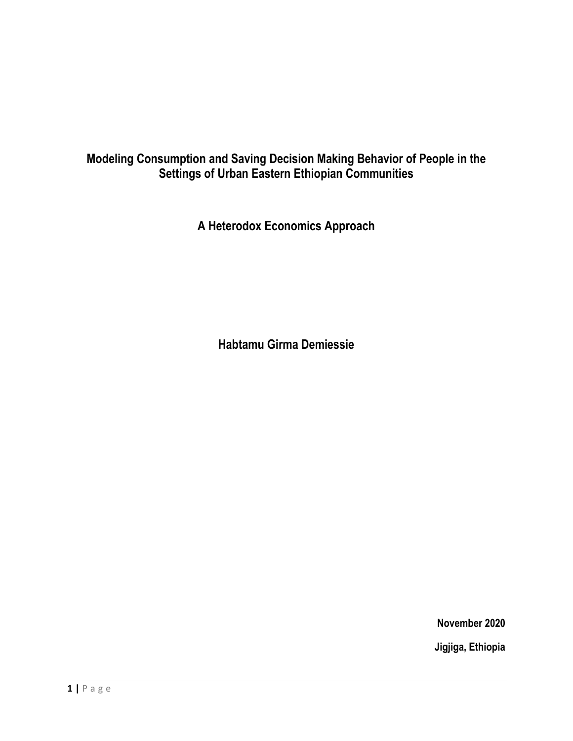# Modeling Consumption and Saving Decision Making Behavior of People in the Settings of Urban Eastern Ethiopian Communities

## A Heterodox Economics Approach

**Habtamu Girma Demiessie**

**November 2020**

**Jigjiga, Ethiopia**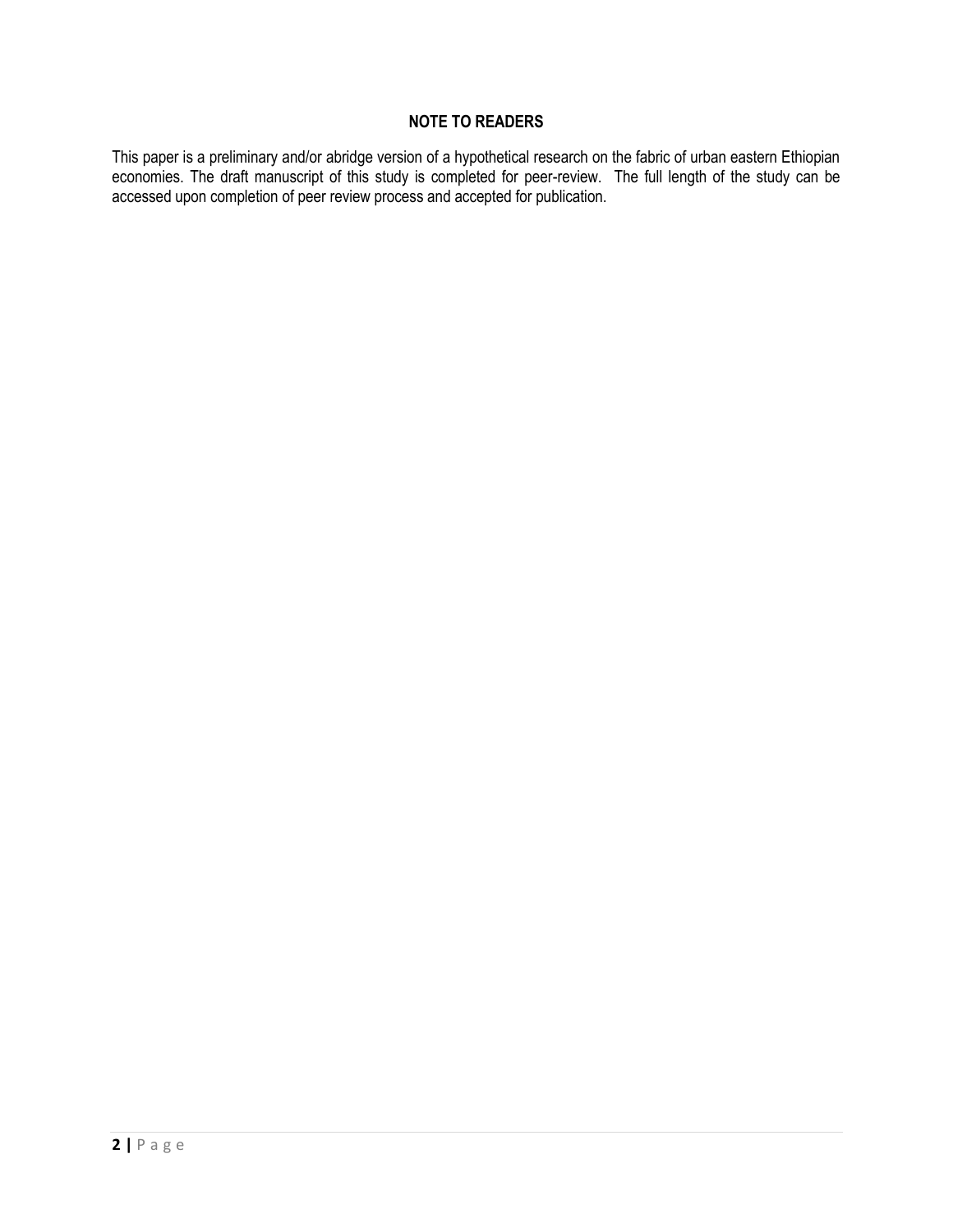**NOTE TO READERS**

This paper is a preliminary and/or abridge version of a hypothetical research on the fabric of urban eastern Ethiopian economies. The draft manuscript of this study is completed for peer-review. The full length of the study can be accessed upon completion of peer review process and accepted for publication.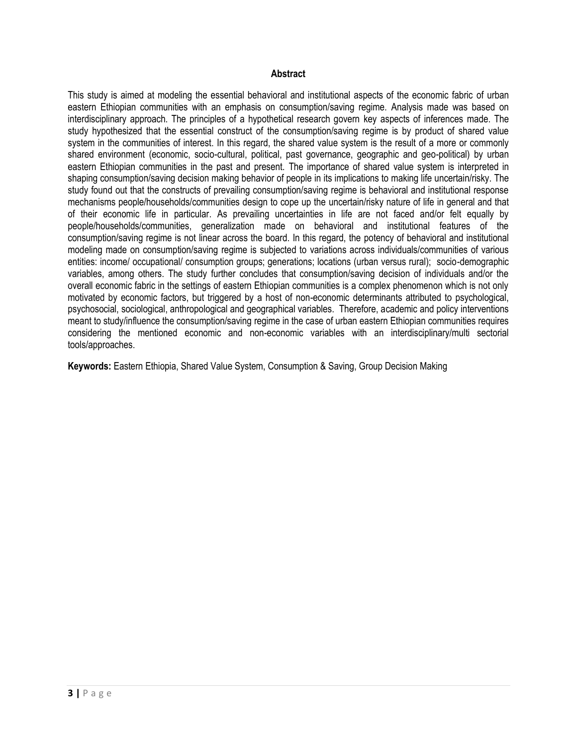## Abstract

This study is aimed at modeling the essential behavioral and institutional aspects of the economic fabric of urban eastern Ethiopian communities with an emphasis on consumption/saving regime. Analysis made was based on interdisciplinary approach. The principles of a hypothetical research govern key aspects of inferences made. The study hypothesized that the essential construct of the consumption/saving regime is by product of shared value system in the communities of interest. In this regard, the shared value system is the result of a more or commonly shared environment (economic, socio-cultural, political, past governance, geographic and geo-political) by urban eastern Ethiopian communities in the past and present. The importance of shared value system is interpreted in shaping consumption/saving decision making behavior of people in its implications to making life uncertain/risky. The study found out that the constructs of prevailing consumption/saving regime is behavioral and institutional response mechanisms people/households/communities design to cope up the uncertain/risky nature of life in general and that of their economic life in particular. As prevailing uncertainties in life are not faced and/or felt equally by people/households/communities, generalization made on behavioral and institutional features of the consumption/saving regime is not linear across the board. In this regard, the potency of behavioral and institutional modeling made on consumption/saving regime is subjected to variations across individuals/communities of various entities: income/ occupational/ consumption groups; generations; locations (urban versus rural); socio-demographic variables, among others. The study further concludes that consumption/saving decision of individuals and/or the overall economic fabric in the settings of eastern Ethiopian communities is a complex phenomenon which is not only motivated by economic factors, but triggered by a host of non-economic determinants attributed to psychological, psychosocial, sociological, anthropological and geographical variables. Therefore, academic and policy interventions meant to study/influence the consumption/saving regime in the case of urban eastern Ethiopian communities requires considering the mentioned economic and non-economic variables with an interdisciplinary/multi sectorial tools/approaches.

**Keywords:** Eastern Ethiopia, Shared Value System, Consumption & Saving, Group Decision Making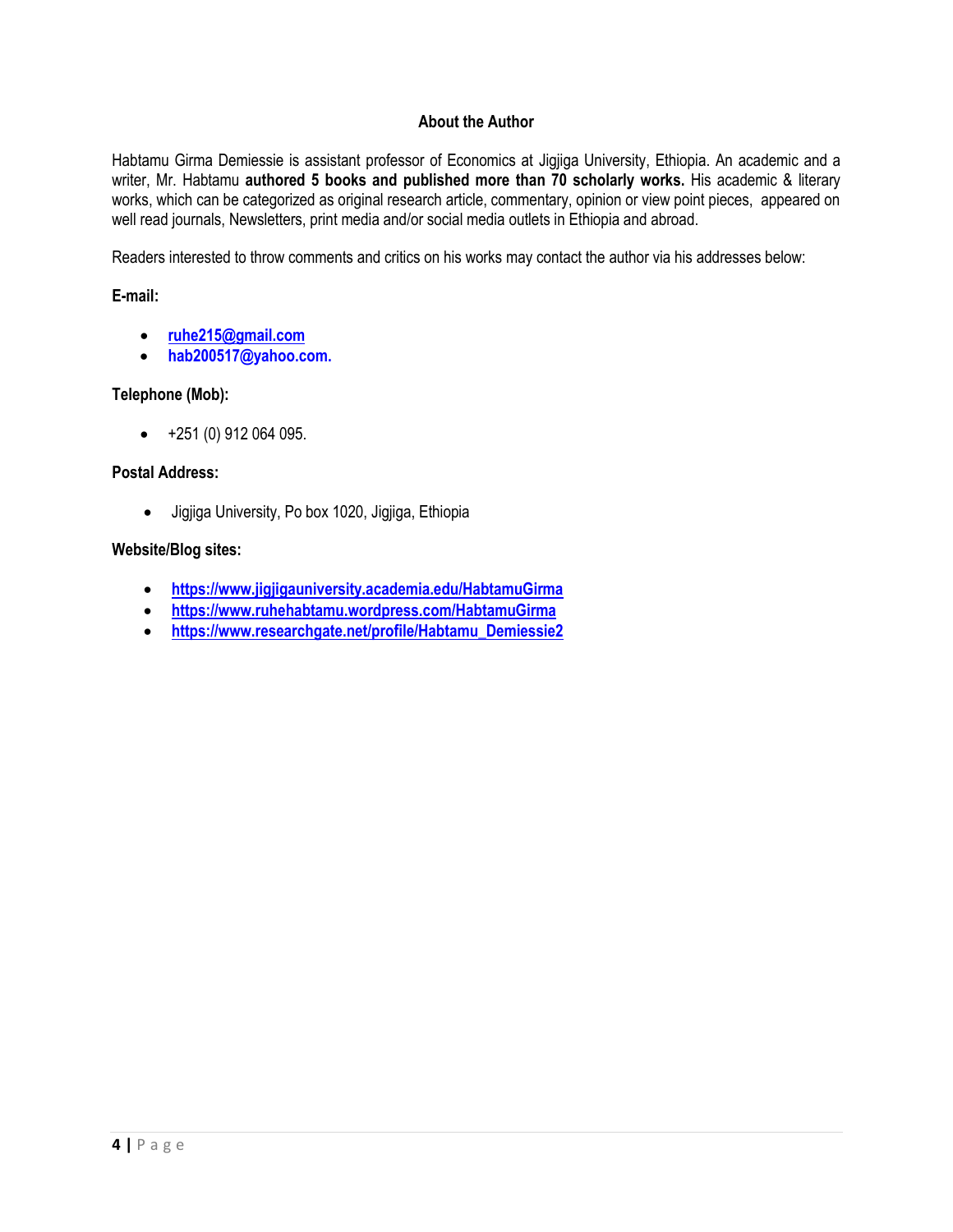## About the Author

Habtamu Girma Demiessie is assistant professor of Economics at Jigjiga University, Ethiopia. An academic and a writer, Mr. Habtamu **authored 5 books and published more than 70 scholarly works.** His academic & literary works, which can be categorized as original research article, commentary, opinion or view point pieces, appeared on well read journals, Newsletters, print media and/or social media outlets in Ethiopia and abroad.

Readers interested to throw comments and critics on his works may contact the author via his addresses below:

**E-mail:**

- **ruhe215@gmail.com**
- **hab200517@yahoo.com.**

**Telephone (Mob):**

- +251 (0) 912 064 095.

**Postal Address:**

- Jigjiga University, Po box 1020, Jigjiga, Ethiopia

**Website/Blog sites:**

- **https://www.jigjigauniversity.academia.edu/HabtamuGirma**
- **https://www.ruhehabtamu.wordpress.com/HabtamuGirma**
- **https://www.researchgate.net/profile/Habtamu_Demiessie2**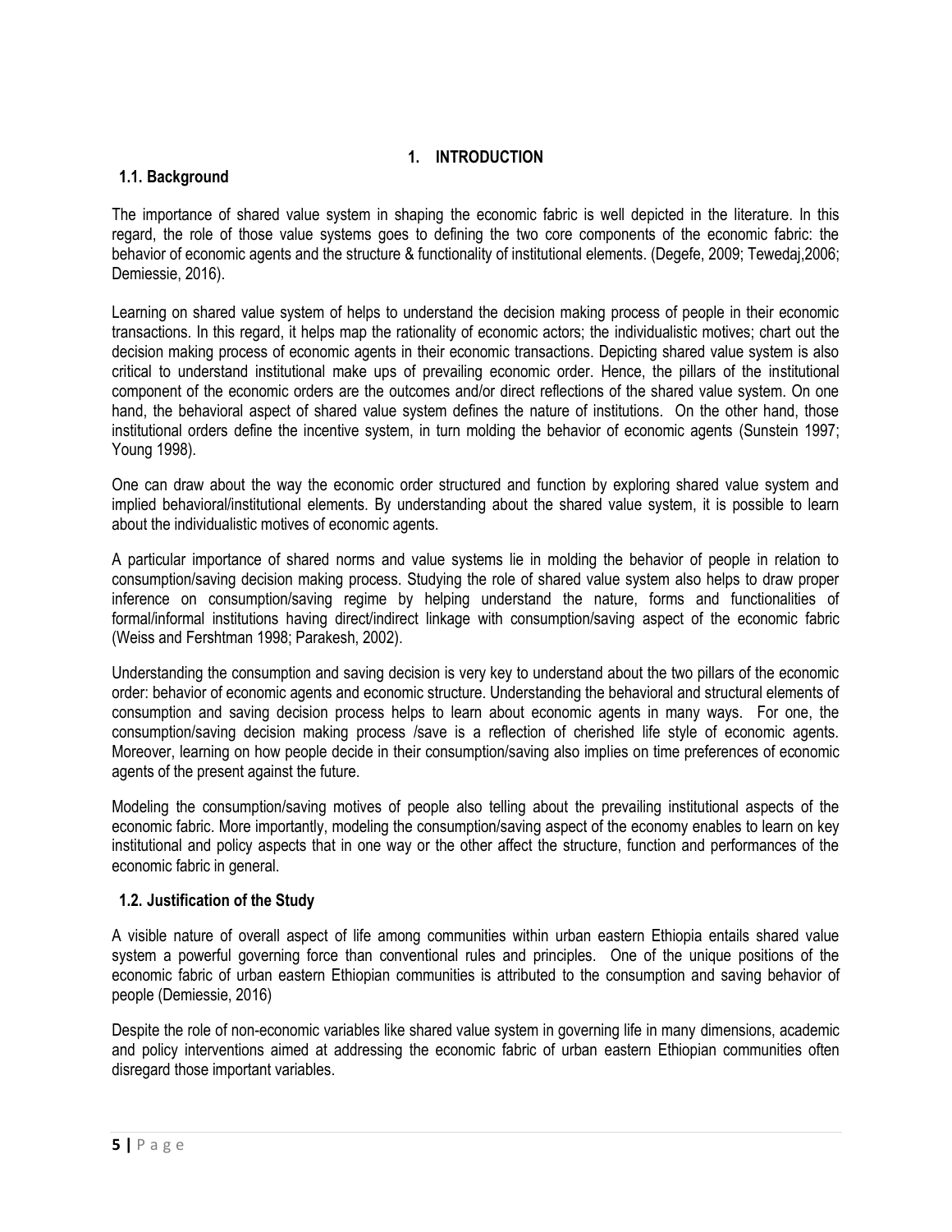# 1. INTRODUCTION

## 1.1. Background

The importance of shared value system in shaping the economic fabric is well depicted in the literature. In this regard, the role of those value systems goes to defining the two core components of the economic fabric: the behavior of economic agents and the structure & functionality of institutional elements. (Degefe, 2009; Tewedaj,2006; Demiessie, 2016).

Learning on shared value system of helps to understand the decision making process of people in their economic transactions. In this regard, it helps map the rationality of economic actors; the individualistic motives; chart out the decision making process of economic agents in their economic transactions. Depicting shared value system is also critical to understand institutional make ups of prevailing economic order. Hence, the pillars of the institutional component of the economic orders are the outcomes and/or direct reflections of the shared value system. On one hand, the behavioral aspect of shared value system defines the nature of institutions. On the other hand, those institutional orders define the incentive system, in turn molding the behavior of economic agents (Sunstein 1997; Young 1998).

One can draw about the way the economic order structured and function by exploring shared value system and implied behavioral/institutional elements. By understanding about the shared value system, it is possible to learn about the individualistic motives of economic agents.

A particular importance of shared norms and value systems lie in molding the behavior of people in relation to consumption/saving decision making process. Studying the role of shared value system also helps to draw proper inference on consumption/saving regime by helping understand the nature, forms and functionalities of formal/informal institutions having direct/indirect linkage with consumption/saving aspect of the economic fabric (Weiss and Fershtman 1998; Parakesh, 2002).

Understanding the consumption and saving decision is very key to understand about the two pillars of the economic order: behavior of economic agents and economic structure. Understanding the behavioral and structural elements of consumption and saving decision process helps to learn about economic agents in many ways. For one, the consumption/saving decision making process /save is a reflection of cherished life style of economic agents. Moreover, learning on how people decide in their consumption/saving also implies on time preferences of economic agents of the present against the future.

Modeling the consumption/saving motives of people also telling about the prevailing institutional aspects of the economic fabric. More importantly, modeling the consumption/saving aspect of the economy enables to learn on key institutional and policy aspects that in one way or the other affect the structure, function and performances of the economic fabric in general.

## 1.2. Justification of the Study

A visible nature of overall aspect of life among communities within urban eastern Ethiopia entails shared value system a powerful governing force than conventional rules and principles. One of the unique positions of the economic fabric of urban eastern Ethiopian communities is attributed to the consumption and saving behavior of people (Demiessie, 2016)

Despite the role of non-economic variables like shared value system in governing life in many dimensions, academic and policy interventions aimed at addressing the economic fabric of urban eastern Ethiopian communities often disregard those important variables.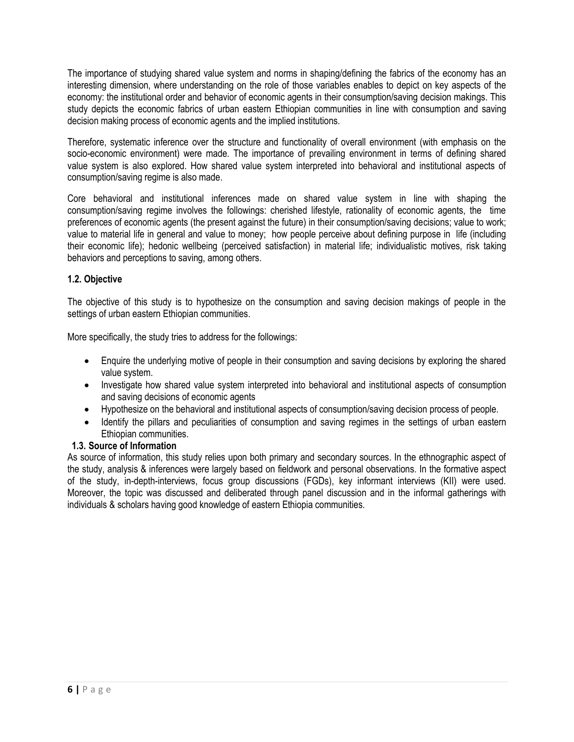The importance of studying shared value system and norms in shaping/defining the fabrics of the economy has an interesting dimension, where understanding on the role of those variables enables to depict on key aspects of the economy: the institutional order and behavior of economic agents in their consumption/saving decision makings. This study depicts the economic fabrics of urban eastern Ethiopian communities in line with consumption and saving decision making process of economic agents and the implied institutions.

Therefore, systematic inference over the structure and functionality of overall environment (with emphasis on the socio-economic environment) were made. The importance of prevailing environment in terms of defining shared value system is also explored. How shared value system interpreted into behavioral and institutional aspects of consumption/saving regime is also made.

Core behavioral and institutional inferences made on shared value system in line with shaping the consumption/saving regime involves the followings: cherished lifestyle, rationality of economic agents, the time preferences of economic agents (the present against the future) in their consumption/saving decisions; value to work; value to material life in general and value to money; how people perceive about defining purpose in life (including their economic life); hedonic wellbeing (perceived satisfaction) in material life; individualistic motives, risk taking behaviors and perceptions to saving, among others.

### 1.2. Objective

The objective of this study is to hypothesize on the consumption and saving decision makings of people in the settings of urban eastern Ethiopian communities.

More specifically, the study tries to address for the followings:

- Enquire the underlying motive of people in their consumption and saving decisions by exploring the shared value system.
- Investigate how shared value system interpreted into behavioral and institutional aspects of consumption and saving decisions of economic agents
- Hypothesize on the behavioral and institutional aspects of consumption/saving decision process of people.
- Identify the pillars and peculiarities of consumption and saving regimes in the settings of urban eastern Ethiopian communities.

### 1.3. Source of Information

As source of information, this study relies upon both primary and secondary sources. In the ethnographic aspect of the study, analysis & inferences were largely based on fieldwork and personal observations. In the formative aspect of the study, in-depth-interviews, focus group discussions (FGDs), key informant interviews (KII) were used. Moreover, the topic was discussed and deliberated through panel discussion and in the informal gatherings with individuals & scholars having good knowledge of eastern Ethiopia communities.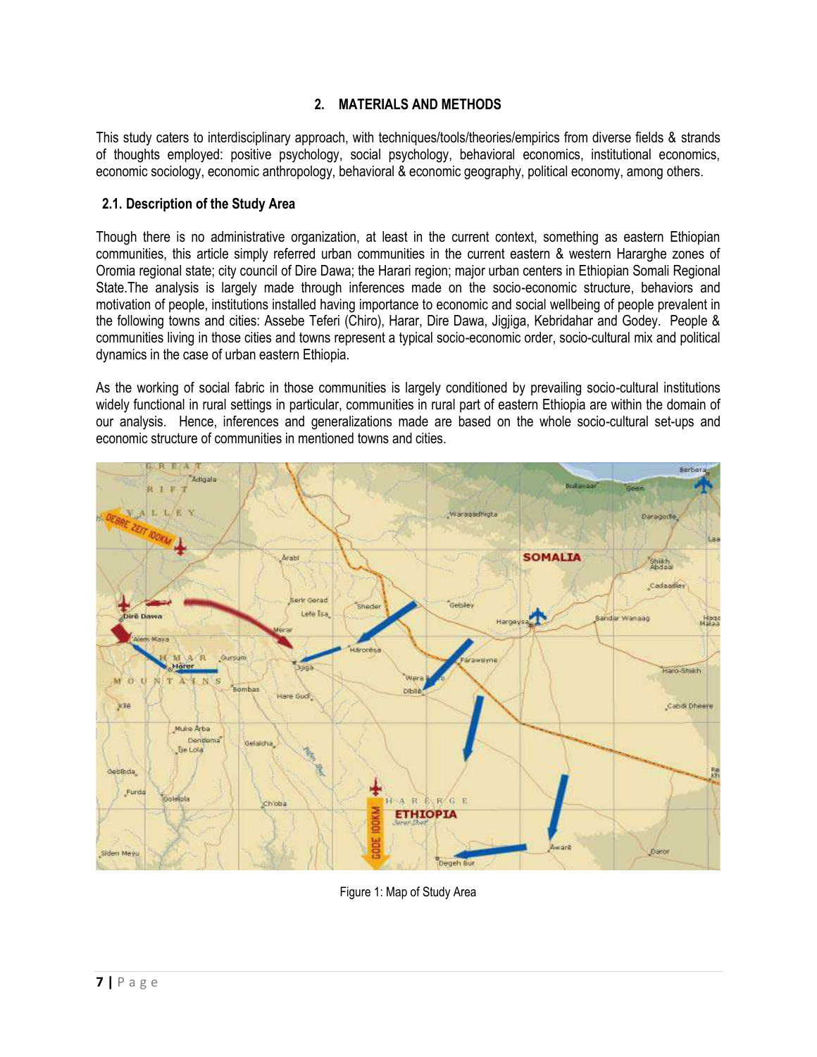## 2. MATERIALS AND METHODS

This study caters to interdisciplinary approach, with techniques/tools/theories/empirics from diverse fields & strands of thoughts employed: positive psychology, social psychology, behavioral economics, institutional economics, economic sociology, economic anthropology, behavioral & economic geography, political economy, among others.

### 2.1. Description of the Study Area

Though there is no administrative organization, at least in the current context, something as eastern Ethiopian communities, this article simply referred urban communities in the current eastern & western Hararghe zones of Oromia regional state; city council of Dire Dawa; the Harari region; major urban centers in Ethiopian Somali Regional State.The analysis is largely made through inferences made on the socio-economic structure, behaviors and motivation of people, institutions installed having importance to economic and social wellbeing of people prevalent in the following towns and cities: Assebe Teferi (Chiro), Harar, Dire Dawa, Jigjiga, Kebridahar and Godey. People & communities living in those cities and towns represent a typical socio-economic order, socio-cultural mix and political dynamics in the case of urban eastern Ethiopia.

As the working of social fabric in those communities is largely conditioned by prevailing socio-cultural institutions widely functional in rural settings in particular, communities in rural part of eastern Ethiopia are within the domain of our analysis. Hence, inferences and generalizations made are based on the whole socio-cultural set-ups and economic structure of communities in mentioned towns and cities.

Figure 1: Map of Study Area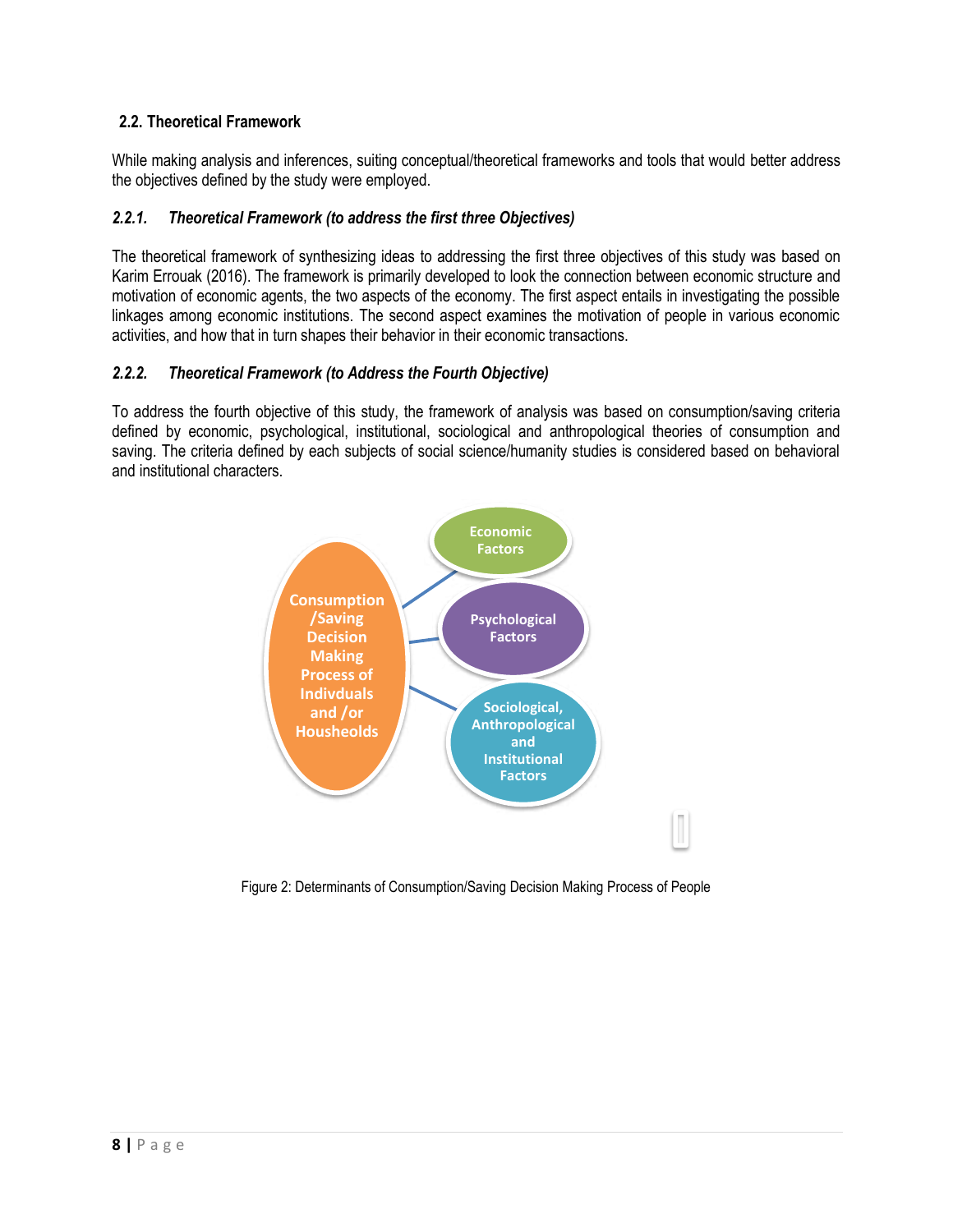## 2.2. Theoretical Framework

While making analysis and inferences, suiting conceptual/theoretical frameworks and tools that would better address the objectives defined by the study were employed.

### *2.2.1. Theoretical Framework (to address the first three Objectives)*

The theoretical framework of synthesizing ideas to addressing the first three objectives of this study was based on Karim Errouak (2016). The framework is primarily developed to look the connection between economic structure and motivation of economic agents, the two aspects of the economy. The first aspect entails in investigating the possible linkages among economic institutions. The second aspect examines the motivation of people in various economic activities, and how that in turn shapes their behavior in their economic transactions.

### *2.2.2. Theoretical Framework (to Address the Fourth Objective)*

To address the fourth objective of this study, the framework of analysis was based on consumption/saving criteria defined by economic, psychological, institutional, sociological and anthropological theories of consumption and saving. The criteria defined by each subjects of social science/humanity studies is considered based on behavioral and institutional characters.

Consumption /Saving Decision Making Process of Indivduals and /or Housheolds

Economic Factors

Psychological Factors

Sociological, Anthropological and Institutional Factors

Figure 2: Determinants of Consumption/Saving Decision Making Process of People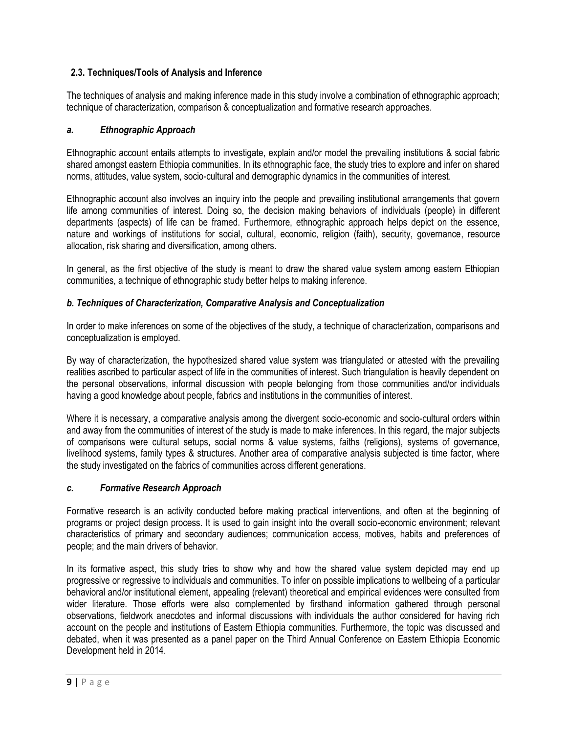## 2.3. Techniques/Tools of Analysis and Inference

The techniques of analysis and making inference made in this study involve a combination of ethnographic approach; technique of characterization, comparison & conceptualization and formative research approaches.

### *a. Ethnographic Approach*

Ethnographic account entails attempts to investigate, explain and/or model the prevailing institutions & social fabric shared amongst eastern Ethiopia communities. In its ethnographic face, the study tries to explore and infer on shared norms, attitudes, value system, socio-cultural and demographic dynamics in the communities of interest.

Ethnographic account also involves an inquiry into the people and prevailing institutional arrangements that govern life among communities of interest. Doing so, the decision making behaviors of individuals (people) in different departments (aspects) of life can be framed. Furthermore, ethnographic approach helps depict on the essence, nature and workings of institutions for social, cultural, economic, religion (faith), security, governance, resource allocation, risk sharing and diversification, among others.

In general, as the first objective of the study is meant to draw the shared value system among eastern Ethiopian communities, a technique of ethnographic study better helps to making inference.

### *b. Techniques of Characterization, Comparative Analysis and Conceptualization*

In order to make inferences on some of the objectives of the study, a technique of characterization, comparisons and conceptualization is employed.

By way of characterization, the hypothesized shared value system was triangulated or attested with the prevailing realities ascribed to particular aspect of life in the communities of interest. Such triangulation is heavily dependent on the personal observations, informal discussion with people belonging from those communities and/or individuals having a good knowledge about people, fabrics and institutions in the communities of interest.

Where it is necessary, a comparative analysis among the divergent socio-economic and socio-cultural orders within and away from the communities of interest of the study is made to make inferences. In this regard, the major subjects of comparisons were cultural setups, social norms & value systems, faiths (religions), systems of governance, livelihood systems, family types & structures. Another area of comparative analysis subjected is time factor, where the study investigated on the fabrics of communities across different generations.

### *c. Formative Research Approach*

Formative research is an activity conducted before making practical interventions, and often at the beginning of programs or project design process. It is used to gain insight into the overall socio-economic environment; relevant characteristics of primary and secondary audiences; communication access, motives, habits and preferences of people; and the main drivers of behavior.

In its formative aspect, this study tries to show why and how the shared value system depicted may end up progressive or regressive to individuals and communities. To infer on possible implications to wellbeing of a particular behavioral and/or institutional element, appealing (relevant) theoretical and empirical evidences were consulted from wider literature. Those efforts were also complemented by firsthand information gathered through personal observations, fieldwork anecdotes and informal discussions with individuals the author considered for having rich account on the people and institutions of Eastern Ethiopia communities. Furthermore, the topic was discussed and debated, when it was presented as a panel paper on the Third Annual Conference on Eastern Ethiopia Economic Development held in 2014.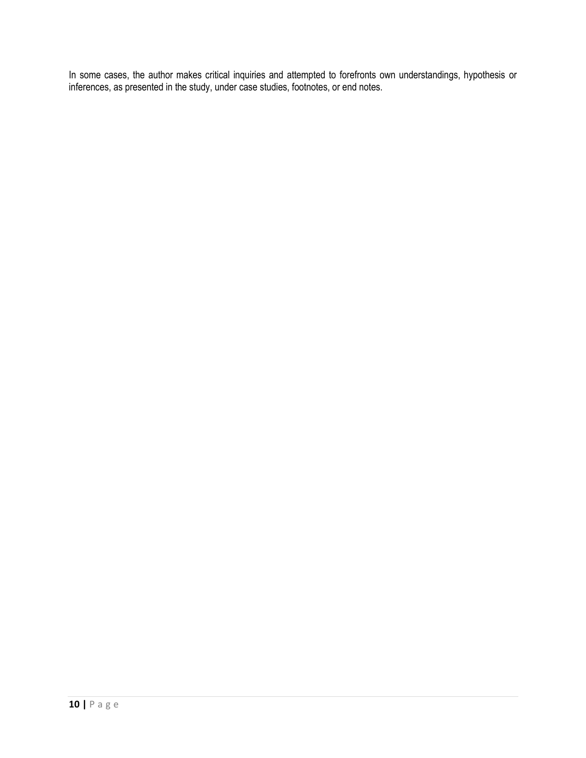In some cases, the author makes critical inquiries and attempted to forefronts own understandings, hypothesis or inferences, as presented in the study, under case studies, footnotes, or end notes.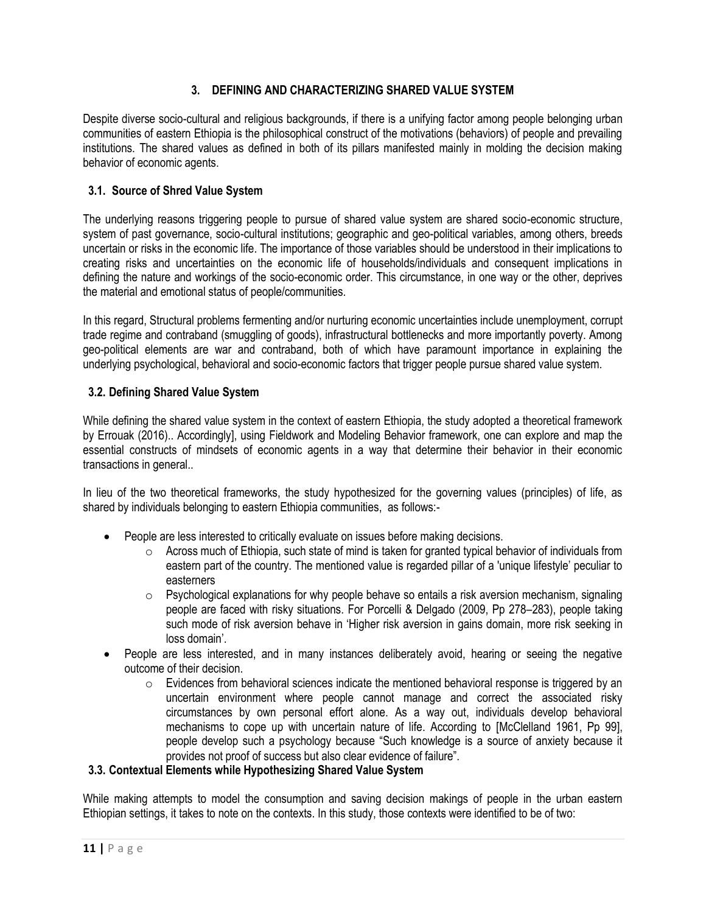## 3. DEFINING AND CHARACTERIZING SHARED VALUE SYSTEM

Despite diverse socio-cultural and religious backgrounds, if there is a unifying factor among people belonging urban communities of eastern Ethiopia is the philosophical construct of the motivations (behaviors) of people and prevailing institutions. The shared values as defined in both of its pillars manifested mainly in molding the decision making behavior of economic agents.

### 3.1. Source of Shred Value System

The underlying reasons triggering people to pursue of shared value system are shared socio-economic structure, system of past governance, socio-cultural institutions; geographic and geo-political variables, among others, breeds uncertain or risks in the economic life. The importance of those variables should be understood in their implications to creating risks and uncertainties on the economic life of households/individuals and consequent implications in defining the nature and workings of the socio-economic order. This circumstance, in one way or the other, deprives the material and emotional status of people/communities.

In this regard, Structural problems fermenting and/or nurturing economic uncertainties include unemployment, corrupt trade regime and contraband (smuggling of goods), infrastructural bottlenecks and more importantly poverty. Among geo-political elements are war and contraband, both of which have paramount importance in explaining the underlying psychological, behavioral and socio-economic factors that trigger people pursue shared value system.

### 3.2. Defining Shared Value System

While defining the shared value system in the context of eastern Ethiopia, the study adopted a theoretical framework by Errouak (2016).. Accordingly], using Fieldwork and Modeling Behavior framework, one can explore and map the essential constructs of mindsets of economic agents in a way that determine their behavior in their economic transactions in general..

In lieu of the two theoretical frameworks, the study hypothesized for the governing values (principles) of life, as shared by individuals belonging to eastern Ethiopia communities, as follows:-

- People are less interested to critically evaluate on issues before making decisions.
  - Across much of Ethiopia, such state of mind is taken for granted typical behavior of individuals from eastern part of the country. The mentioned value is regarded pillar of a 'unique lifestyle' peculiar to easterners
  - Psychological explanations for why people behave so entails a risk aversion mechanism, signaling people are faced with risky situations. For Porcelli & Delgado (2009, Pp 278–283), people taking such mode of risk aversion behave in 'Higher risk aversion in gains domain, more risk seeking in loss domain'.
- People are less interested, and in many instances deliberately avoid, hearing or seeing the negative outcome of their decision.
  - Evidences from behavioral sciences indicate the mentioned behavioral response is triggered by an uncertain environment where people cannot manage and correct the associated risky circumstances by own personal effort alone. As a way out, individuals develop behavioral mechanisms to cope up with uncertain nature of life. According to [McClelland 1961, Pp 99], people develop such a psychology because "Such knowledge is a source of anxiety because it provides not proof of success but also clear evidence of failure".

### 3.3. Contextual Elements while Hypothesizing Shared Value System

While making attempts to model the consumption and saving decision makings of people in the urban eastern Ethiopian settings, it takes to note on the contexts. In this study, those contexts were identified to be of two: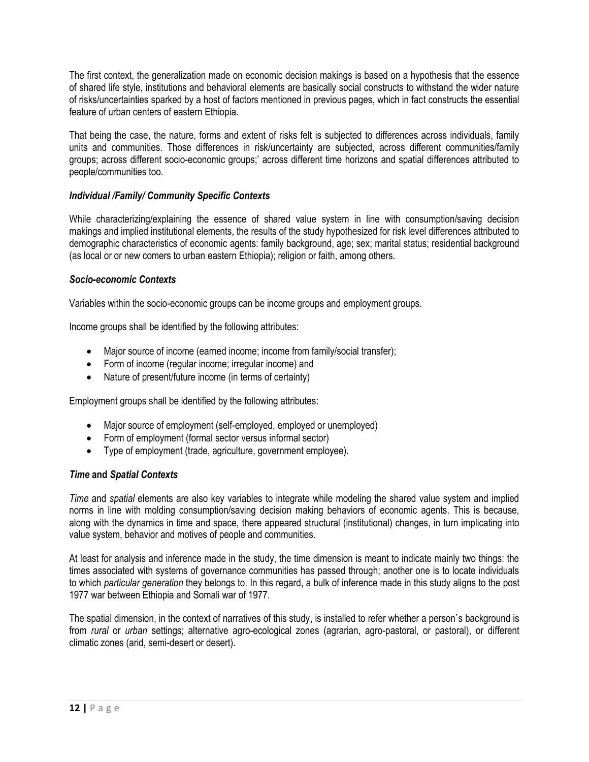The first context, the generalization made on economic decision makings is based on a hypothesis that the essence of shared life style, institutions and behavioral elements are basically social constructs to withstand the wider nature of risks/uncertainties sparked by a host of factors mentioned in previous pages, which in fact constructs the essential feature of urban centers of eastern Ethiopia.

That being the case, the nature, forms and extent of risks felt is subjected to differences across individuals, family units and communities. Those differences in risk/uncertainty are subjected, across different communities/family groups; across different socio-economic groups;' across different time horizons and spatial differences attributed to people/communities too.

***Individual /Family/ Community Specific Contexts***

While characterizing/explaining the essence of shared value system in line with consumption/saving decision makings and implied institutional elements, the results of the study hypothesized for risk level differences attributed to demographic characteristics of economic agents: family background, age; sex; marital status; residential background (as local or or new comers to urban eastern Ethiopia); religion or faith, among others.

***Socio-economic Contexts***

Variables within the socio-economic groups can be income groups and employment groups.

Income groups shall be identified by the following attributes:

- Major source of income (earned income; income from family/social transfer);
- Form of income (regular income; irregular income) and
- Nature of present/future income (in terms of certainty)

Employment groups shall be identified by the following attributes:

- Major source of employment (self-employed, employed or unemployed)
- Form of employment (formal sector versus informal sector)
- Type of employment (trade, agriculture, government employee).

***Time* and *Spatial Contexts***

*Time* and *spatial* elements are also key variables to integrate while modeling the shared value system and implied norms in line with molding consumption/saving decision making behaviors of economic agents. This is because, along with the dynamics in time and space, there appeared structural (institutional) changes, in turn implicating into value system, behavior and motives of people and communities.

At least for analysis and inference made in the study, the time dimension is meant to indicate mainly two things: the times associated with systems of governance communities has passed through; another one is to locate individuals to which *particular generation* they belongs to. In this regard, a bulk of inference made in this study aligns to the post 1977 war between Ethiopia and Somali war of 1977.

The spatial dimension, in the context of narratives of this study, is installed to refer whether a person`s background is from *rural* or *urban* settings; alternative agro-ecological zones (agrarian, agro-pastoral, or pastoral), or different climatic zones (arid, semi-desert or desert).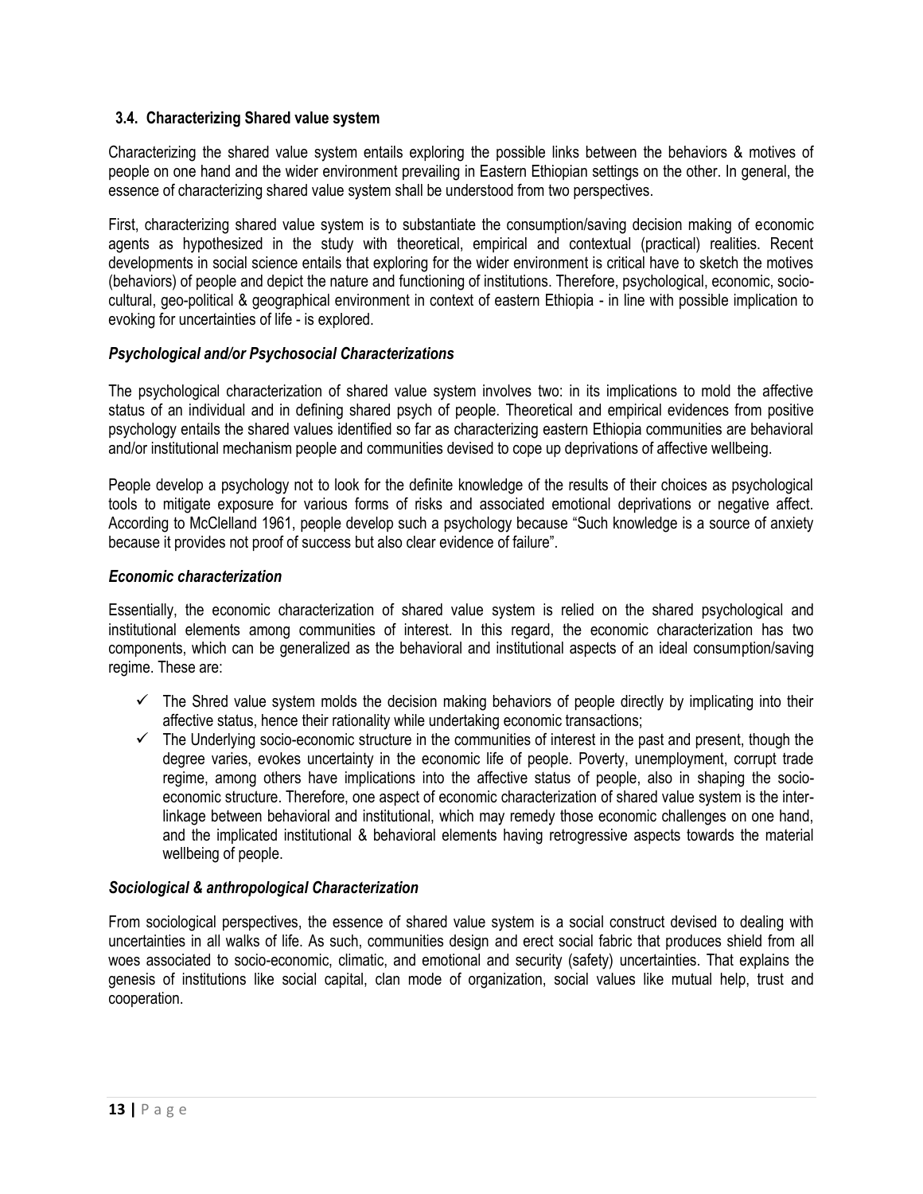### 3.4. Characterizing Shared value system

Characterizing the shared value system entails exploring the possible links between the behaviors & motives of people on one hand and the wider environment prevailing in Eastern Ethiopian settings on the other. In general, the essence of characterizing shared value system shall be understood from two perspectives.

First, characterizing shared value system is to substantiate the consumption/saving decision making of economic agents as hypothesized in the study with theoretical, empirical and contextual (practical) realities. Recent developments in social science entails that exploring for the wider environment is critical have to sketch the motives (behaviors) of people and depict the nature and functioning of institutions. Therefore, psychological, economic, socio-cultural, geo-political & geographical environment in context of eastern Ethiopia - in line with possible implication to evoking for uncertainties of life - is explored.

#### *Psychological and/or Psychosocial Characterizations*

The psychological characterization of shared value system involves two: in its implications to mold the affective status of an individual and in defining shared psych of people. Theoretical and empirical evidences from positive psychology entails the shared values identified so far as characterizing eastern Ethiopia communities are behavioral and/or institutional mechanism people and communities devised to cope up deprivations of affective wellbeing.

People develop a psychology not to look for the definite knowledge of the results of their choices as psychological tools to mitigate exposure for various forms of risks and associated emotional deprivations or negative affect. According to McClelland 1961, people develop such a psychology because "Such knowledge is a source of anxiety because it provides not proof of success but also clear evidence of failure".

#### *Economic characterization*

Essentially, the economic characterization of shared value system is relied on the shared psychological and institutional elements among communities of interest. In this regard, the economic characterization has two components, which can be generalized as the behavioral and institutional aspects of an ideal consumption/saving regime. These are:

- ✓ The Shred value system molds the decision making behaviors of people directly by implicating into their affective status, hence their rationality while undertaking economic transactions;
- ✓ The Underlying socio-economic structure in the communities of interest in the past and present, though the degree varies, evokes uncertainty in the economic life of people. Poverty, unemployment, corrupt trade regime, among others have implications into the affective status of people, also in shaping the socio-economic structure. Therefore, one aspect of economic characterization of shared value system is the inter-linkage between behavioral and institutional, which may remedy those economic challenges on one hand, and the implicated institutional & behavioral elements having retrogressive aspects towards the material wellbeing of people.

#### *Sociological & anthropological Characterization*

From sociological perspectives, the essence of shared value system is a social construct devised to dealing with uncertainties in all walks of life. As such, communities design and erect social fabric that produces shield from all woes associated to socio-economic, climatic, and emotional and security (safety) uncertainties. That explains the genesis of institutions like social capital, clan mode of organization, social values like mutual help, trust and cooperation.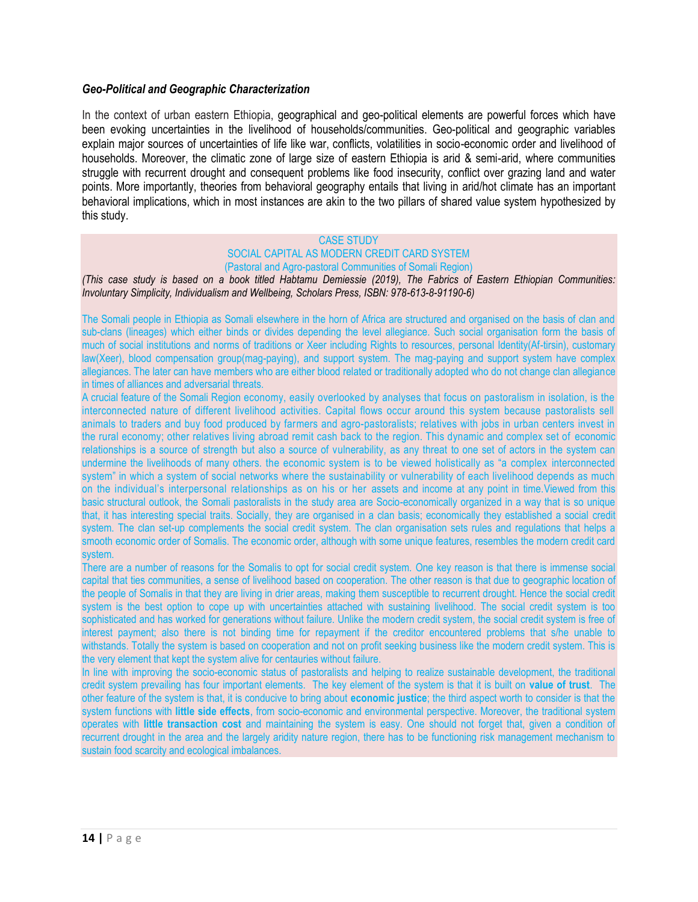### *Geo-Political and Geographic Characterization*

In the context of urban eastern Ethiopia, geographical and geo-political elements are powerful forces which have been evoking uncertainties in the livelihood of households/communities. Geo-political and geographic variables explain major sources of uncertainties of life like war, conflicts, volatilities in socio-economic order and livelihood of households. Moreover, the climatic zone of large size of eastern Ethiopia is arid & semi-arid, where communities struggle with recurrent drought and consequent problems like food insecurity, conflict over grazing land and water points. More importantly, theories from behavioral geography entails that living in arid/hot climate has an important behavioral implications, which in most instances are akin to the two pillars of shared value system hypothesized by this study.

CASE STUDY

SOCIAL CAPITAL AS MODERN CREDIT CARD SYSTEM

(Pastoral and Agro-pastoral Communities of Somali Region)

*(This case study is based on a book titled Habtamu Demiessie (2019), The Fabrics of Eastern Ethiopian Communities: Involuntary Simplicity, Individualism and Wellbeing, Scholars Press, ISBN: 978-613-8-91190-6)*

The Somali people in Ethiopia as Somali elsewhere in the horn of Africa are structured and organised on the basis of clan and sub-clans (lineages) which either binds or divides depending the level allegiance. Such social organisation form the basis of much of social institutions and norms of traditions or Xeer including Rights to resources, personal Identity(Af-tirsin), customary law(Xeer), blood compensation group(mag-paying), and support system. The mag-paying and support system have complex allegiances. The later can have members who are either blood related or traditionally adopted who do not change clan allegiance in times of alliances and adversarial threats.

A crucial feature of the Somali Region economy, easily overlooked by analyses that focus on pastoralism in isolation, is the interconnected nature of different livelihood activities. Capital flows occur around this system because pastoralists sell animals to traders and buy food produced by farmers and agro-pastoralists; relatives with jobs in urban centers invest in the rural economy; other relatives living abroad remit cash back to the region. This dynamic and complex set of economic relationships is a source of strength but also a source of vulnerability, as any threat to one set of actors in the system can undermine the livelihoods of many others. the economic system is to be viewed holistically as "a complex interconnected system" in which a system of social networks where the sustainability or vulnerability of each livelihood depends as much on the individual's interpersonal relationships as on his or her assets and income at any point in time.Viewed from this basic structural outlook, the Somali pastoralists in the study area are Socio-economically organized in a way that is so unique that, it has interesting special traits. Socially, they are organised in a clan basis; economically they established a social credit system. The clan set-up complements the social credit system. The clan organisation sets rules and regulations that helps a smooth economic order of Somalis. The economic order, although with some unique features, resembles the modern credit card system.

There are a number of reasons for the Somalis to opt for social credit system. One key reason is that there is immense social capital that ties communities, a sense of livelihood based on cooperation. The other reason is that due to geographic location of the people of Somalis in that they are living in drier areas, making them susceptible to recurrent drought. Hence the social credit system is the best option to cope up with uncertainties attached with sustaining livelihood. The social credit system is too sophisticated and has worked for generations without failure. Unlike the modern credit system, the social credit system is free of interest payment; also there is not binding time for repayment if the creditor encountered problems that s/he unable to withstands. Totally the system is based on cooperation and not on profit seeking business like the modern credit system. This is the very element that kept the system alive for centauries without failure.

In line with improving the socio-economic status of pastoralists and helping to realize sustainable development, the traditional credit system prevailing has four important elements. The key element of the system is that it is built on **value of trust**. The other feature of the system is that, it is conducive to bring about **economic justice**; the third aspect worth to consider is that the system functions with **little side effects**, from socio-economic and environmental perspective. Moreover, the traditional system operates with **little transaction cost** and maintaining the system is easy. One should not forget that, given a condition of recurrent drought in the area and the largely aridity nature region, there has to be functioning risk management mechanism to sustain food scarcity and ecological imbalances.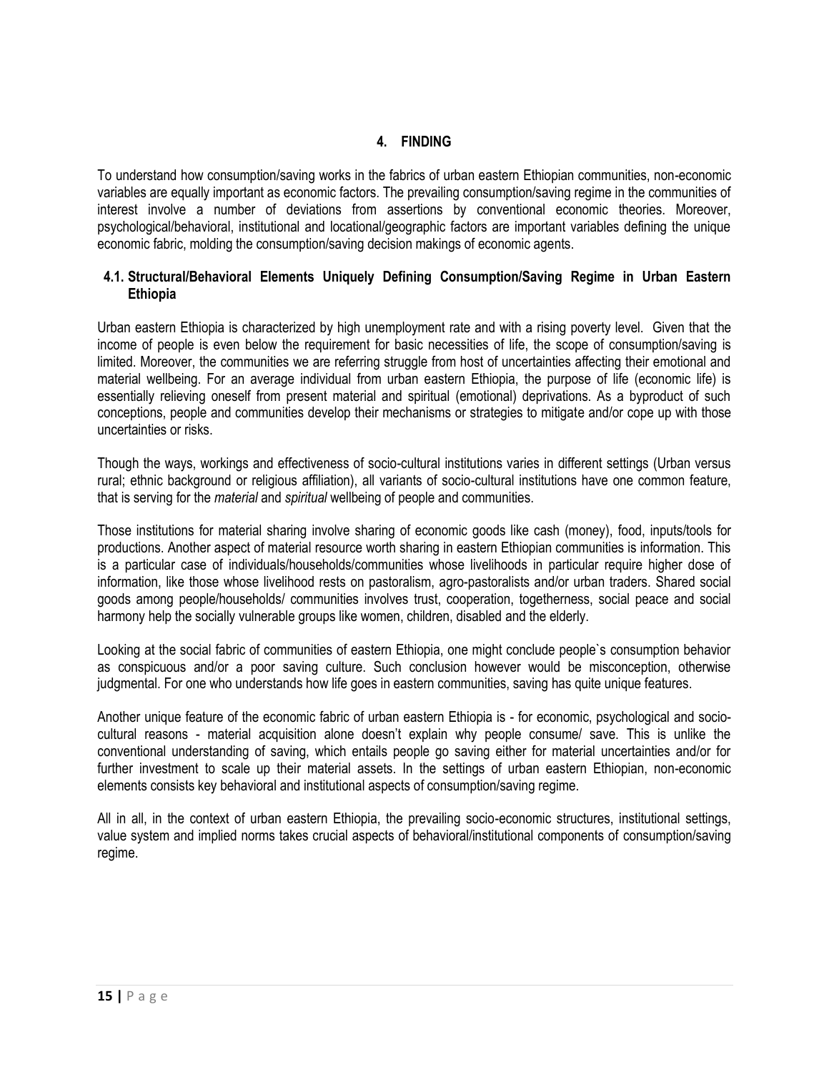# 4. FINDING

To understand how consumption/saving works in the fabrics of urban eastern Ethiopian communities, non-economic variables are equally important as economic factors. The prevailing consumption/saving regime in the communities of interest involve a number of deviations from assertions by conventional economic theories. Moreover, psychological/behavioral, institutional and locational/geographic factors are important variables defining the unique economic fabric, molding the consumption/saving decision makings of economic agents.

## 4.1. Structural/Behavioral Elements Uniquely Defining Consumption/Saving Regime in Urban Eastern Ethiopia

Urban eastern Ethiopia is characterized by high unemployment rate and with a rising poverty level. Given that the income of people is even below the requirement for basic necessities of life, the scope of consumption/saving is limited. Moreover, the communities we are referring struggle from host of uncertainties affecting their emotional and material wellbeing. For an average individual from urban eastern Ethiopia, the purpose of life (economic life) is essentially relieving oneself from present material and spiritual (emotional) deprivations. As a byproduct of such conceptions, people and communities develop their mechanisms or strategies to mitigate and/or cope up with those uncertainties or risks.

Though the ways, workings and effectiveness of socio-cultural institutions varies in different settings (Urban versus rural; ethnic background or religious affiliation), all variants of socio-cultural institutions have one common feature, that is serving for the *material* and *spiritual* wellbeing of people and communities.

Those institutions for material sharing involve sharing of economic goods like cash (money), food, inputs/tools for productions. Another aspect of material resource worth sharing in eastern Ethiopian communities is information. This is a particular case of individuals/households/communities whose livelihoods in particular require higher dose of information, like those whose livelihood rests on pastoralism, agro-pastoralists and/or urban traders. Shared social goods among people/households/ communities involves trust, cooperation, togetherness, social peace and social harmony help the socially vulnerable groups like women, children, disabled and the elderly.

Looking at the social fabric of communities of eastern Ethiopia, one might conclude people`s consumption behavior as conspicuous and/or a poor saving culture. Such conclusion however would be misconception, otherwise judgmental. For one who understands how life goes in eastern communities, saving has quite unique features.

Another unique feature of the economic fabric of urban eastern Ethiopia is - for economic, psychological and socio-cultural reasons - material acquisition alone doesn't explain why people consume/ save. This is unlike the conventional understanding of saving, which entails people go saving either for material uncertainties and/or for further investment to scale up their material assets. In the settings of urban eastern Ethiopian, non-economic elements consists key behavioral and institutional aspects of consumption/saving regime.

All in all, in the context of urban eastern Ethiopia, the prevailing socio-economic structures, institutional settings, value system and implied norms takes crucial aspects of behavioral/institutional components of consumption/saving regime.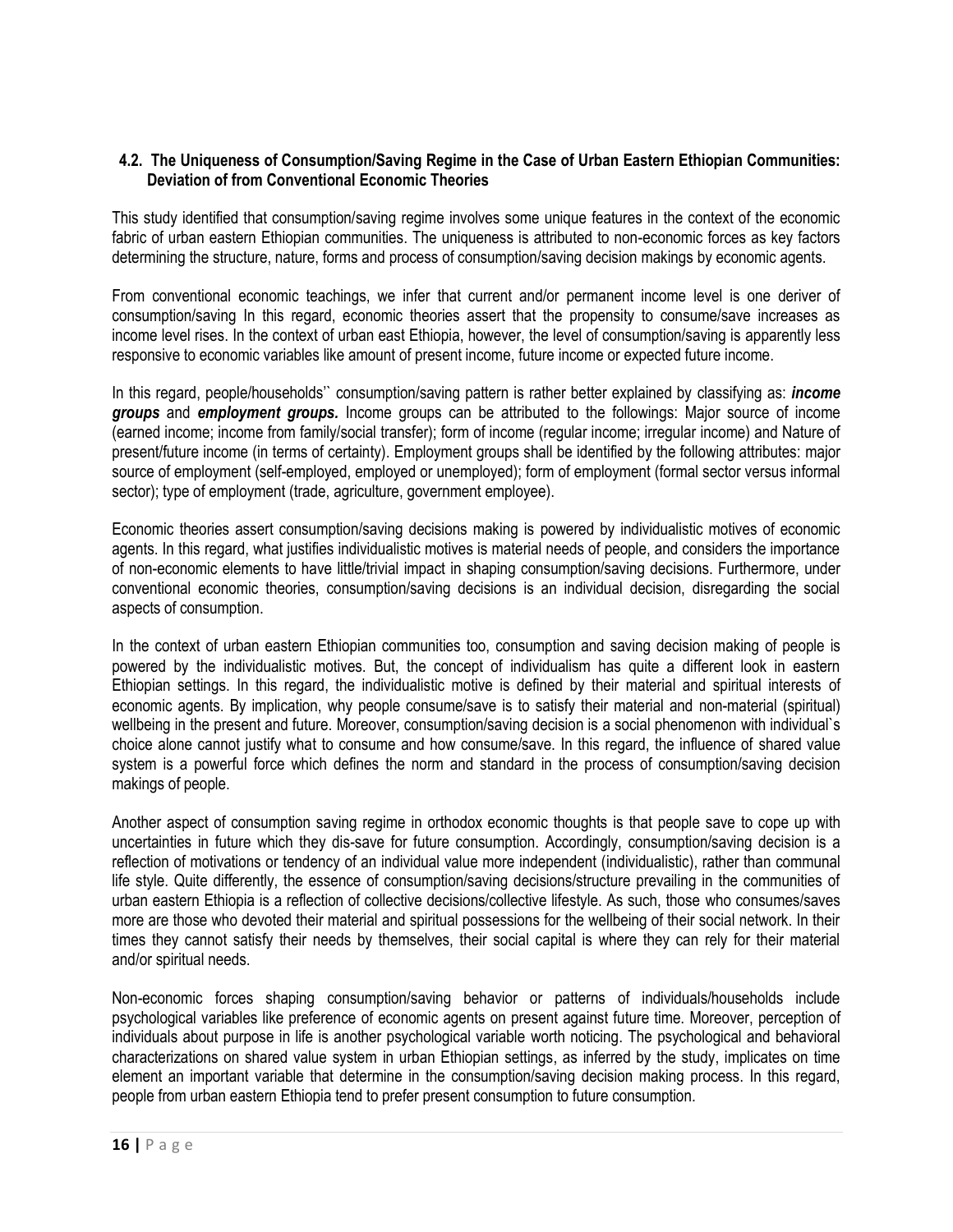### 4.2. The Uniqueness of Consumption/Saving Regime in the Case of Urban Eastern Ethiopian Communities: Deviation of from Conventional Economic Theories

This study identified that consumption/saving regime involves some unique features in the context of the economic fabric of urban eastern Ethiopian communities. The uniqueness is attributed to non-economic forces as key factors determining the structure, nature, forms and process of consumption/saving decision makings by economic agents.

From conventional economic teachings, we infer that current and/or permanent income level is one deriver of consumption/saving In this regard, economic theories assert that the propensity to consume/save increases as income level rises. In the context of urban east Ethiopia, however, the level of consumption/saving is apparently less responsive to economic variables like amount of present income, future income or expected future income.

In this regard, people/households`` consumption/saving pattern is rather better explained by classifying as: ***income groups*** and ***employment groups.*** Income groups can be attributed to the followings: Major source of income (earned income; income from family/social transfer); form of income (regular income; irregular income) and Nature of present/future income (in terms of certainty). Employment groups shall be identified by the following attributes: major source of employment (self-employed, employed or unemployed); form of employment (formal sector versus informal sector); type of employment (trade, agriculture, government employee).

Economic theories assert consumption/saving decisions making is powered by individualistic motives of economic agents. In this regard, what justifies individualistic motives is material needs of people, and considers the importance of non-economic elements to have little/trivial impact in shaping consumption/saving decisions. Furthermore, under conventional economic theories, consumption/saving decisions is an individual decision, disregarding the social aspects of consumption.

In the context of urban eastern Ethiopian communities too, consumption and saving decision making of people is powered by the individualistic motives. But, the concept of individualism has quite a different look in eastern Ethiopian settings. In this regard, the individualistic motive is defined by their material and spiritual interests of economic agents. By implication, why people consume/save is to satisfy their material and non-material (spiritual) wellbeing in the present and future. Moreover, consumption/saving decision is a social phenomenon with individual`s choice alone cannot justify what to consume and how consume/save. In this regard, the influence of shared value system is a powerful force which defines the norm and standard in the process of consumption/saving decision makings of people.

Another aspect of consumption saving regime in orthodox economic thoughts is that people save to cope up with uncertainties in future which they dis-save for future consumption. Accordingly, consumption/saving decision is a reflection of motivations or tendency of an individual value more independent (individualistic), rather than communal life style. Quite differently, the essence of consumption/saving decisions/structure prevailing in the communities of urban eastern Ethiopia is a reflection of collective decisions/collective lifestyle. As such, those who consumes/saves more are those who devoted their material and spiritual possessions for the wellbeing of their social network. In their times they cannot satisfy their needs by themselves, their social capital is where they can rely for their material and/or spiritual needs.

Non-economic forces shaping consumption/saving behavior or patterns of individuals/households include psychological variables like preference of economic agents on present against future time. Moreover, perception of individuals about purpose in life is another psychological variable worth noticing. The psychological and behavioral characterizations on shared value system in urban Ethiopian settings, as inferred by the study, implicates on time element an important variable that determine in the consumption/saving decision making process. In this regard, people from urban eastern Ethiopia tend to prefer present consumption to future consumption.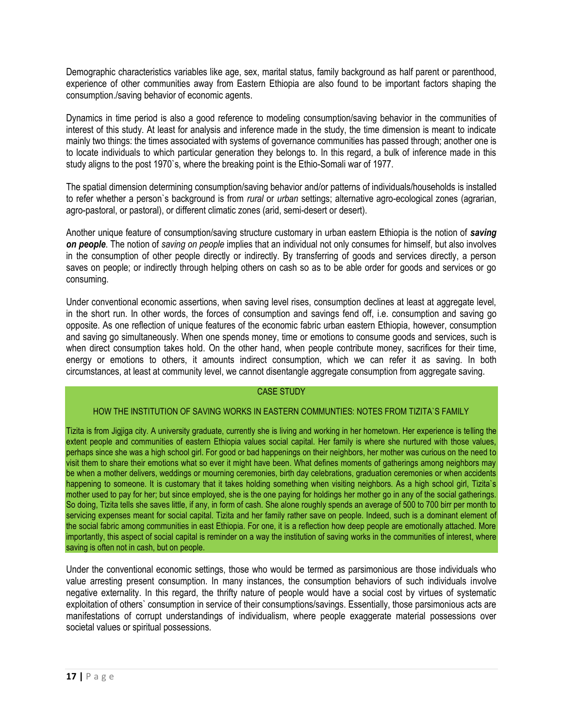Demographic characteristics variables like age, sex, marital status, family background as half parent or parenthood, experience of other communities away from Eastern Ethiopia are also found to be important factors shaping the consumption./saving behavior of economic agents.

Dynamics in time period is also a good reference to modeling consumption/saving behavior in the communities of interest of this study. At least for analysis and inference made in the study, the time dimension is meant to indicate mainly two things: the times associated with systems of governance communities has passed through; another one is to locate individuals to which particular generation they belongs to. In this regard, a bulk of inference made in this study aligns to the post 1970`s, where the breaking point is the Ethio-Somali war of 1977.

The spatial dimension determining consumption/saving behavior and/or patterns of individuals/households is installed to refer whether a person`s background is from *rural* or *urban* settings; alternative agro-ecological zones (agrarian, agro-pastoral, or pastoral), or different climatic zones (arid, semi-desert or desert).

Another unique feature of consumption/saving structure customary in urban eastern Ethiopia is the notion of ***saving on people***. The notion of *saving on people* implies that an individual not only consumes for himself, but also involves in the consumption of other people directly or indirectly. By transferring of goods and services directly, a person saves on people; or indirectly through helping others on cash so as to be able order for goods and services or go consuming.

Under conventional economic assertions, when saving level rises, consumption declines at least at aggregate level, in the short run. In other words, the forces of consumption and savings fend off, i.e. consumption and saving go opposite. As one reflection of unique features of the economic fabric urban eastern Ethiopia, however, consumption and saving go simultaneously. When one spends money, time or emotions to consume goods and services, such is when direct consumption takes hold. On the other hand, when people contribute money, sacrifices for their time, energy or emotions to others, it amounts indirect consumption, which we can refer it as saving. In both circumstances, at least at community level, we cannot disentangle aggregate consumption from aggregate saving.

CASE STUDY

HOW THE INSTITUTION OF SAVING WORKS IN EASTERN COMMUNTIES: NOTES FROM TIZITA`S FAMILY

Tizita is from Jigjiga city. A university graduate, currently she is living and working in her hometown. Her experience is telling the extent people and communities of eastern Ethiopia values social capital. Her family is where she nurtured with those values, perhaps since she was a high school girl. For good or bad happenings on their neighbors, her mother was curious on the need to visit them to share their emotions what so ever it might have been. What defines moments of gatherings among neighbors may be when a mother delivers, weddings or mourning ceremonies, birth day celebrations, graduation ceremonies or when accidents happening to someone. It is customary that it takes holding something when visiting neighbors. As a high school girl, Tizita`s mother used to pay for her; but since employed, she is the one paying for holdings her mother go in any of the social gatherings. So doing, Tizita tells she saves little, if any, in form of cash. She alone roughly spends an average of 500 to 700 birr per month to servicing expenses meant for social capital. Tizita and her family rather save on people. Indeed, such is a dominant element of the social fabric among communities in east Ethiopia. For one, it is a reflection how deep people are emotionally attached. More importantly, this aspect of social capital is reminder on a way the institution of saving works in the communities of interest, where saving is often not in cash, but on people.

Under the conventional economic settings, those who would be termed as parsimonious are those individuals who value arresting present consumption. In many instances, the consumption behaviors of such individuals involve negative externality. In this regard, the thrifty nature of people would have a social cost by virtues of systematic exploitation of others` consumption in service of their consumptions/savings. Essentially, those parsimonious acts are manifestations of corrupt understandings of individualism, where people exaggerate material possessions over societal values or spiritual possessions.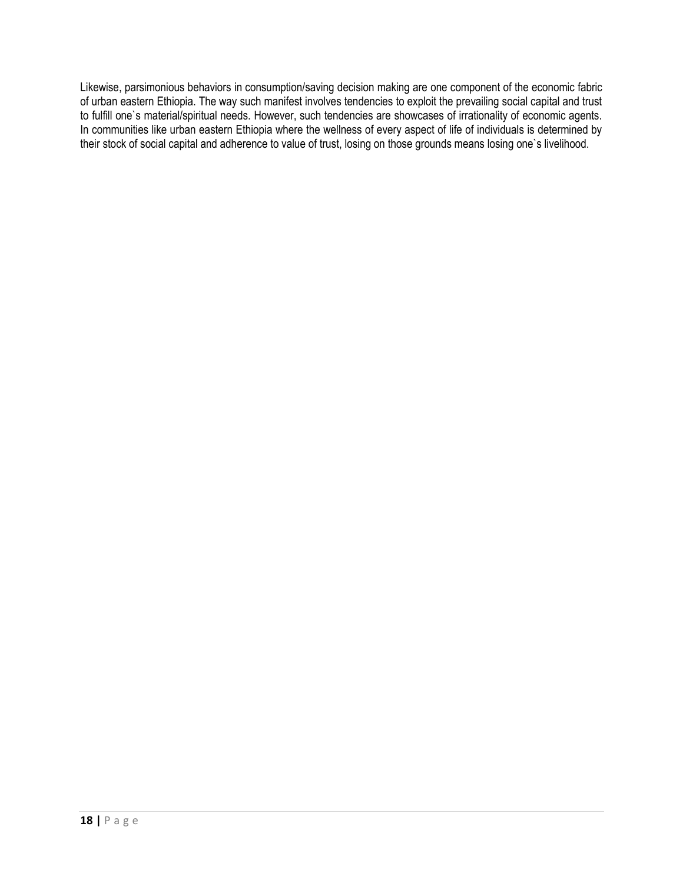Likewise, parsimonious behaviors in consumption/saving decision making are one component of the economic fabric of urban eastern Ethiopia. The way such manifest involves tendencies to exploit the prevailing social capital and trust to fulfill one`s material/spiritual needs. However, such tendencies are showcases of irrationality of economic agents. In communities like urban eastern Ethiopia where the wellness of every aspect of life of individuals is determined by their stock of social capital and adherence to value of trust, losing on those grounds means losing one`s livelihood.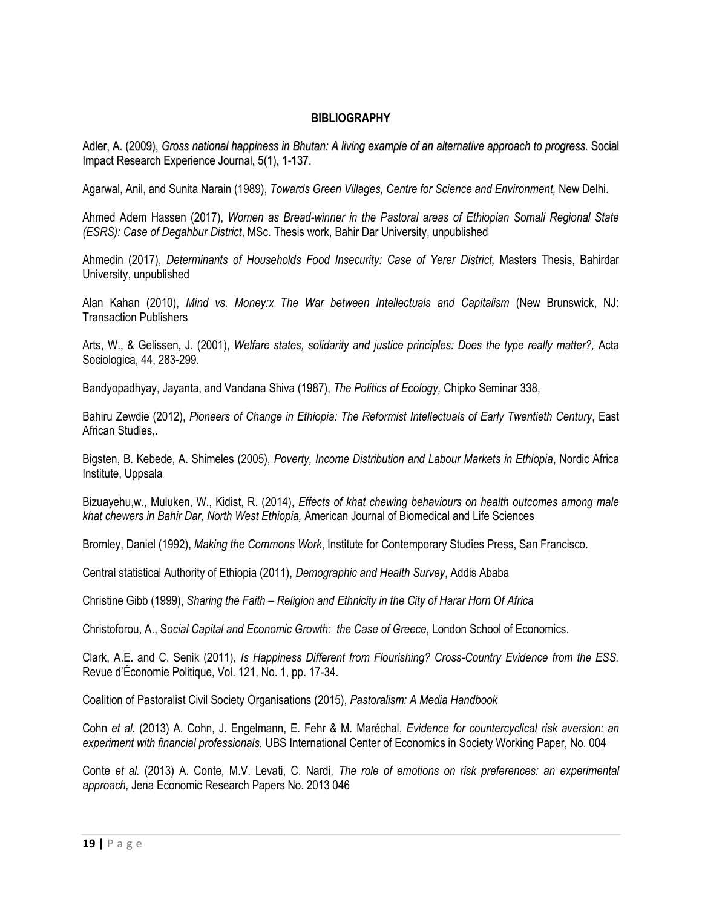## BIBLIOGRAPHY

Adler, A. (2009), *Gross national happiness in Bhutan: A living example of an alternative approach to progress*. Social Impact Research Experience Journal, 5(1), 1-137.

Agarwal, Anil, and Sunita Narain (1989), *Towards Green Villages, Centre for Science and Environment,* New Delhi.

Ahmed Adem Hassen (2017), *Women as Bread-winner in the Pastoral areas of Ethiopian Somali Regional State (ESRS): Case of Degahbur District*, MSc. Thesis work, Bahir Dar University, unpublished

Ahmedin (2017), *Determinants of Households Food Insecurity: Case of Yerer District,* Masters Thesis, Bahirdar University, unpublished

Alan Kahan (2010), *Mind vs. Money:x The War between Intellectuals and Capitalism* (New Brunswick, NJ: Transaction Publishers

Arts, W., & Gelissen, J. (2001), *Welfare states, solidarity and justice principles: Does the type really matter?,* Acta Sociologica, 44, 283-299.

Bandyopadhyay, Jayanta, and Vandana Shiva (1987), *The Politics of Ecology,* Chipko Seminar 338,

Bahiru Zewdie (2012), *Pioneers of Change in Ethiopia: The Reformist Intellectuals of Early Twentieth Century*, East African Studies,.

Bigsten, B. Kebede, A. Shimeles (2005), *Poverty, Income Distribution and Labour Markets in Ethiopia*, Nordic Africa Institute, Uppsala

Bizuayehu,w., Muluken, W., Kidist, R. (2014), *Effects of khat chewing behaviours on health outcomes among male khat chewers in Bahir Dar, North West Ethiopia,* American Journal of Biomedical and Life Sciences

Bromley, Daniel (1992), *Making the Commons Work*, Institute for Contemporary Studies Press, San Francisco.

Central statistical Authority of Ethiopia (2011), *Demographic and Health Survey*, Addis Ababa

Christine Gibb (1999), *Sharing the Faith – Religion and Ethnicity in the City of Harar Horn Of Africa*

Christoforou, A., *Social Capital and Economic Growth: the Case of Greece*, London School of Economics.

Clark, A.E. and C. Senik (2011), *Is Happiness Different from Flourishing? Cross-Country Evidence from the ESS,* Revue d'Économie Politique, Vol. 121, No. 1, pp. 17-34.

Coalition of Pastoralist Civil Society Organisations (2015), *Pastoralism: A Media Handbook*

Cohn *et al.* (2013) A. Cohn, J. Engelmann, E. Fehr & M. Maréchal, *Evidence for countercyclical risk aversion: an experiment with financial professionals.* UBS International Center of Economics in Society Working Paper, No. 004

Conte *et al.* (2013) A. Conte, M.V. Levati, C. Nardi, *The role of emotions on risk preferences: an experimental approach,* Jena Economic Research Papers No. 2013 046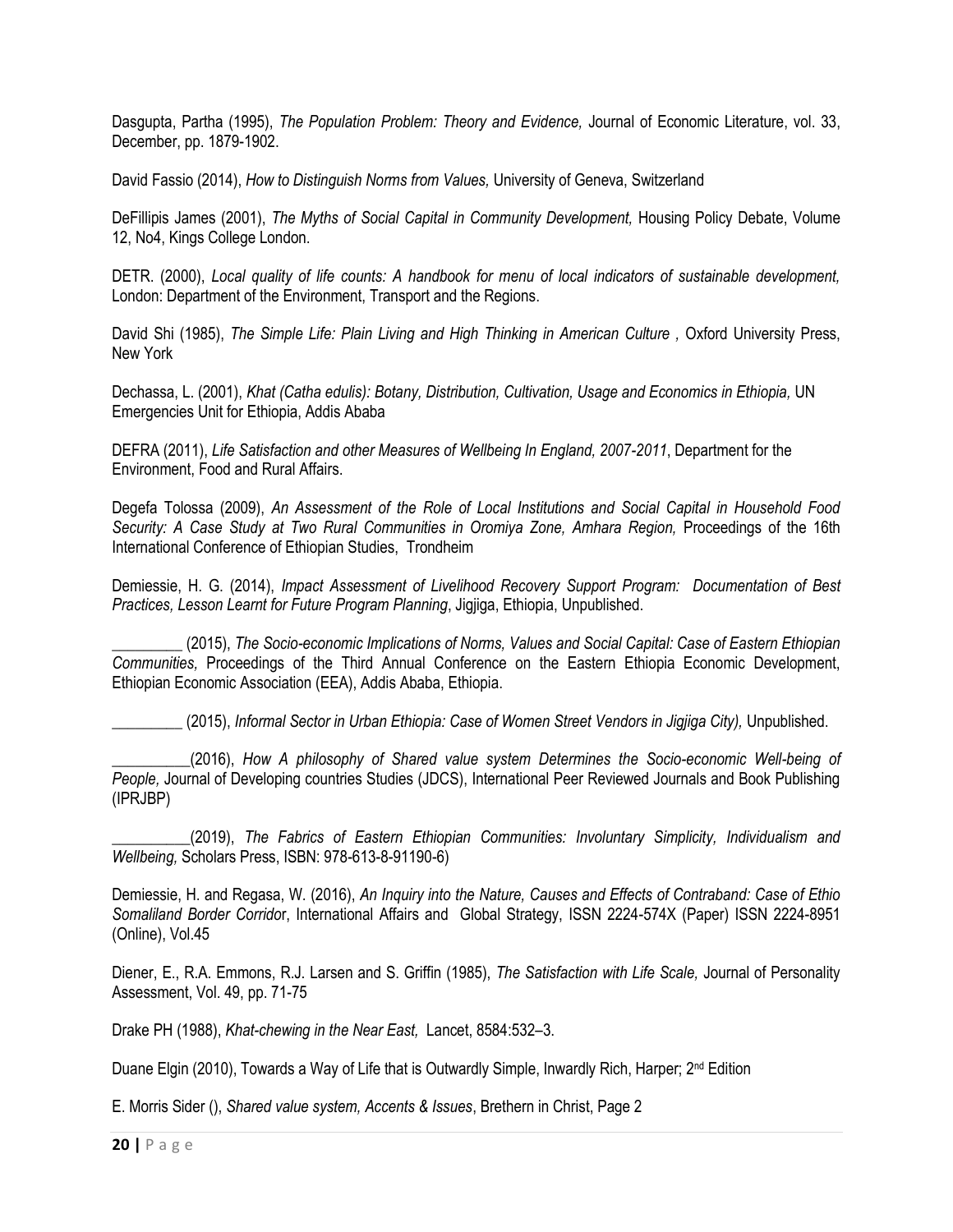Dasgupta, Partha (1995), *The Population Problem: Theory and Evidence,* Journal of Economic Literature, vol. 33, December, pp. 1879-1902.

David Fassio (2014), *How to Distinguish Norms from Values,* University of Geneva, Switzerland

DeFillipis James (2001), *The Myths of Social Capital in Community Development,* Housing Policy Debate, Volume 12, No4, Kings College London.

DETR. (2000), *Local quality of life counts: A handbook for menu of local indicators of sustainable development,* London: Department of the Environment, Transport and the Regions.

David Shi (1985), *The Simple Life: Plain Living and High Thinking in American Culture ,* Oxford University Press, New York

Dechassa, L. (2001), *Khat (Catha edulis): Botany, Distribution, Cultivation, Usage and Economics in Ethiopia,* UN Emergencies Unit for Ethiopia, Addis Ababa

DEFRA (2011), *Life Satisfaction and other Measures of Wellbeing In England, 2007-2011*, Department for the Environment, Food and Rural Affairs.

Degefa Tolossa (2009), *An Assessment of the Role of Local Institutions and Social Capital in Household Food Security: A Case Study at Two Rural Communities in Oromiya Zone, Amhara Region,* Proceedings of the 16th International Conference of Ethiopian Studies, Trondheim

Demiessie, H. G. (2014), *Impact Assessment of Livelihood Recovery Support Program: Documentation of Best Practices, Lesson Learnt for Future Program Planning*, Jigjiga, Ethiopia, Unpublished.

_________ (2015), *The Socio-economic Implications of Norms, Values and Social Capital: Case of Eastern Ethiopian Communities,* Proceedings of the Third Annual Conference on the Eastern Ethiopia Economic Development, Ethiopian Economic Association (EEA), Addis Ababa, Ethiopia.

_________ (2015), *Informal Sector in Urban Ethiopia: Case of Women Street Vendors in Jigjiga City),* Unpublished.

__________(2016), *How A philosophy of Shared value system Determines the Socio-economic Well-being of People,* Journal of Developing countries Studies (JDCS), International Peer Reviewed Journals and Book Publishing (IPRJBP)

__________(2019), *The Fabrics of Eastern Ethiopian Communities: Involuntary Simplicity, Individualism and Wellbeing,* Scholars Press, ISBN: 978-613-8-91190-6)

Demiessie, H. and Regasa, W. (2016), *An Inquiry into the Nature, Causes and Effects of Contraband: Case of Ethio Somaliland Border Corrido*r, International Affairs and Global Strategy, ISSN 2224-574X (Paper) ISSN 2224-8951 (Online), Vol.45

Diener, E., R.A. Emmons, R.J. Larsen and S. Griffin (1985), *The Satisfaction with Life Scale,* Journal of Personality Assessment, Vol. 49, pp. 71-75

Drake PH (1988), *Khat-chewing in the Near East,* Lancet, 8584:532–3.

Duane Elgin (2010), Towards a Way of Life that is Outwardly Simple, Inwardly Rich, Harper; 2nd Edition

E. Morris Sider (), *Shared value system, Accents & Issues*, Brethern in Christ, Page 2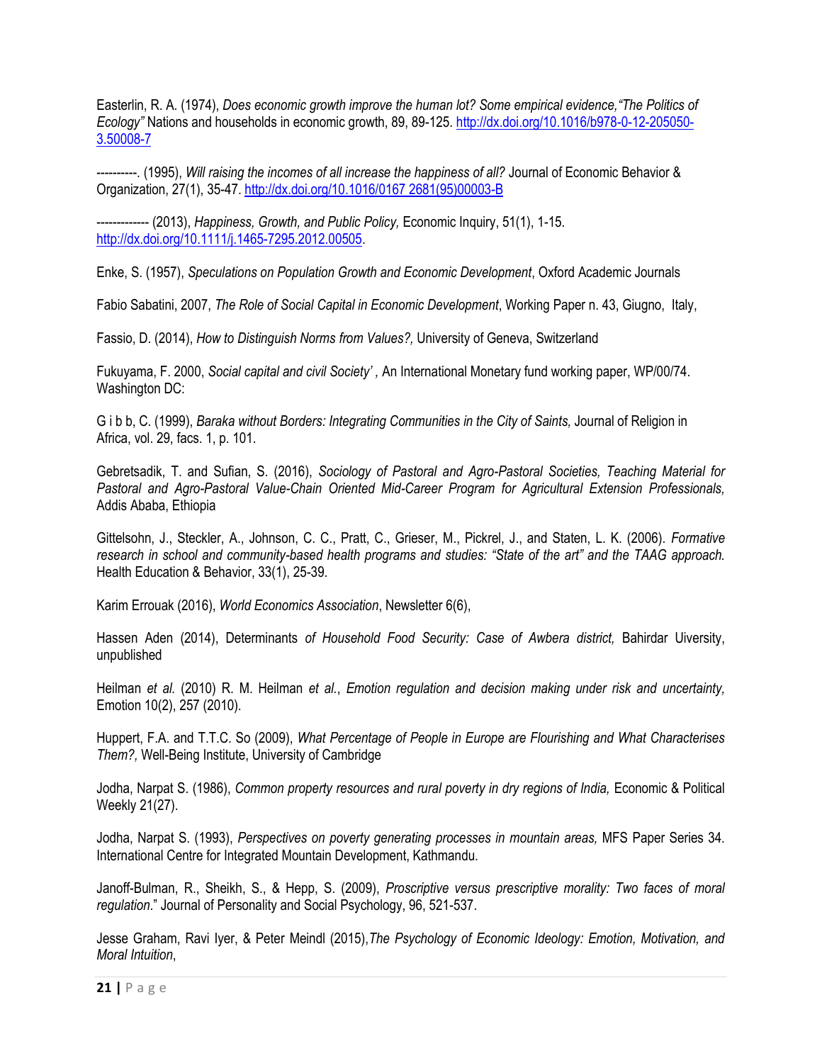Easterlin, R. A. (1974), *Does economic growth improve the human lot? Some empirical evidence,"The Politics of Ecology"* Nations and households in economic growth, 89, 89-125. http://dx.doi.org/10.1016/b978-0-12-205050-3.50008-7

----------. (1995), *Will raising the incomes of all increase the happiness of all?* Journal of Economic Behavior & Organization, 27(1), 35-47. http://dx.doi.org/10.1016/0167 2681(95)00003-B

------------- (2013), *Happiness, Growth, and Public Policy,* Economic Inquiry, 51(1), 1-15. http://dx.doi.org/10.1111/j.1465-7295.2012.00505.

Enke, S. (1957), *Speculations on Population Growth and Economic Development*, Oxford Academic Journals

Fabio Sabatini, 2007, *The Role of Social Capital in Economic Development*, Working Paper n. 43, Giugno, Italy,

Fassio, D. (2014), *How to Distinguish Norms from Values?,* University of Geneva, Switzerland

Fukuyama, F. 2000, *Social capital and civil Society' ,* An International Monetary fund working paper, WP/00/74. Washington DC:

G i b b, C. (1999), *Baraka without Borders: Integrating Communities in the City of Saints,* Journal of Religion in Africa, vol. 29, facs. 1, p. 101.

Gebretsadik, T. and Sufian, S. (2016), *Sociology of Pastoral and Agro-Pastoral Societies, Teaching Material for Pastoral and Agro-Pastoral Value-Chain Oriented Mid-Career Program for Agricultural Extension Professionals,* Addis Ababa, Ethiopia

Gittelsohn, J., Steckler, A., Johnson, C. C., Pratt, C., Grieser, M., Pickrel, J., and Staten, L. K. (2006). *Formative research in school and community-based health programs and studies: "State of the art" and the TAAG approach.* Health Education & Behavior, 33(1), 25-39.

Karim Errouak (2016), *World Economics Association*, Newsletter 6(6),

Hassen Aden (2014), Determinants *of Household Food Security: Case of Awbera district,* Bahirdar Uiversity, unpublished

Heilman *et al.* (2010) R. M. Heilman *et al.*, *Emotion regulation and decision making under risk and uncertainty,* Emotion 10(2), 257 (2010).

Huppert, F.A. and T.T.C. So (2009), *What Percentage of People in Europe are Flourishing and What Characterises Them?,* Well-Being Institute, University of Cambridge

Jodha, Narpat S. (1986), *Common property resources and rural poverty in dry regions of India,* Economic & Political Weekly 21(27).

Jodha, Narpat S. (1993), *Perspectives on poverty generating processes in mountain areas,* MFS Paper Series 34. International Centre for Integrated Mountain Development, Kathmandu.

Janoff-Bulman, R., Sheikh, S., & Hepp, S. (2009), *Proscriptive versus prescriptive morality: Two faces of moral regulation*." Journal of Personality and Social Psychology, 96, 521-537.

Jesse Graham, Ravi Iyer, & Peter Meindl (2015),*The Psychology of Economic Ideology: Emotion, Motivation, and Moral Intuition*,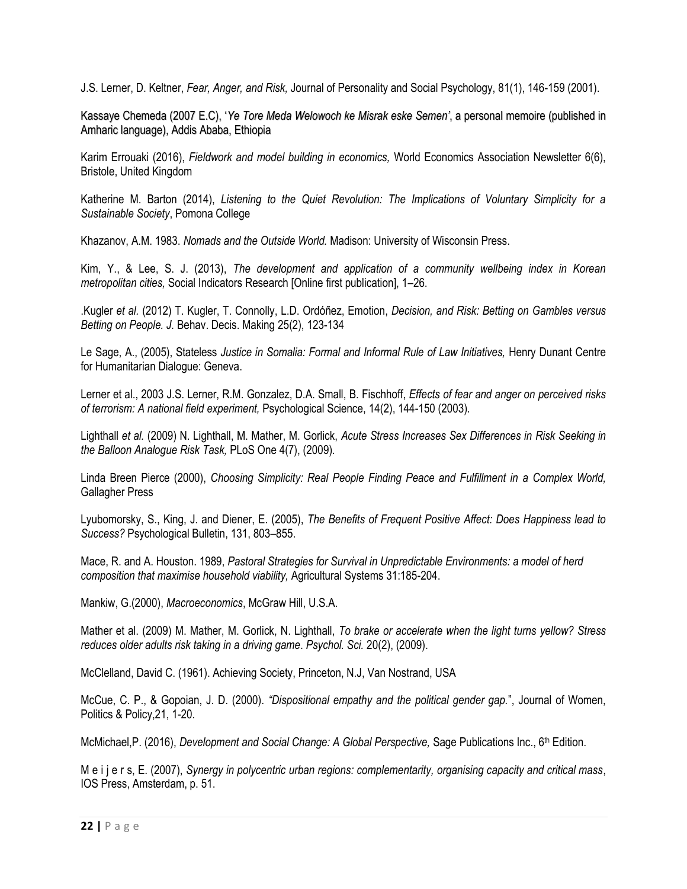J.S. Lerner, D. Keltner, *Fear, Anger, and Risk,* Journal of Personality and Social Psychology, 81(1), 146-159 (2001).

Kassaye Chemeda (2007 E.C), '*Ye Tore Meda Welowoch ke Misrak eske Semen'*, a personal memoire (published in Amharic language), Addis Ababa, Ethiopia

Karim Errouaki (2016), *Fieldwork and model building in economics,* World Economics Association Newsletter 6(6), Bristole, United Kingdom

Katherine M. Barton (2014), *Listening to the Quiet Revolution: The Implications of Voluntary Simplicity for a Sustainable Society*, Pomona College

Khazanov, A.M. 1983. *Nomads and the Outside World.* Madison: University of Wisconsin Press.

Kim, Y., & Lee, S. J. (2013), *The development and application of a community wellbeing index in Korean metropolitan cities,* Social Indicators Research [Online first publication], 1–26.

.Kugler *et al.* (2012) T. Kugler, T. Connolly, L.D. Ordóñez, Emotion, *Decision, and Risk: Betting on Gambles versus Betting on People. J.* Behav. Decis. Making 25(2), 123-134

Le Sage, A., (2005), Stateless *Justice in Somalia: Formal and Informal Rule of Law Initiatives,* Henry Dunant Centre for Humanitarian Dialogue: Geneva.

Lerner et al., 2003 J.S. Lerner, R.M. Gonzalez, D.A. Small, B. Fischhoff, *Effects of fear and anger on perceived risks of terrorism: A national field experiment,* Psychological Science, 14(2), 144-150 (2003).

Lighthall *et al.* (2009) N. Lighthall, M. Mather, M. Gorlick, *Acute Stress Increases Sex Differences in Risk Seeking in the Balloon Analogue Risk Task,* PLoS One 4(7), (2009).

Linda Breen Pierce (2000), *Choosing Simplicity: Real People Finding Peace and Fulfillment in a Complex World,* Gallagher Press

Lyubomorsky, S., King, J. and Diener, E. (2005), *The Benefits of Frequent Positive Affect: Does Happiness lead to Success?* Psychological Bulletin, 131, 803–855.

Mace, R. and A. Houston. 1989, *Pastoral Strategies for Survival in Unpredictable Environments: a model of herd composition that maximise household viability,* Agricultural Systems 31:185-204.

Mankiw, G.(2000), *Macroeconomics*, McGraw Hill, U.S.A.

Mather et al. (2009) M. Mather, M. Gorlick, N. Lighthall, *To brake or accelerate when the light turns yellow? Stress reduces older adults risk taking in a driving game*. *Psychol. Sci.* 20(2), (2009).

McClelland, David C. (1961). Achieving Society, Princeton, N.J, Van Nostrand, USA

McCue, C. P., & Gopoian, J. D. (2000). *"Dispositional empathy and the political gender gap.*", Journal of Women, Politics & Policy,21, 1-20.

McMichael,P. (2016), *Development and Social Change: A Global Perspective,* Sage Publications Inc., 6th Edition.

M e i j e r s, E. (2007), *Synergy in polycentric urban regions: complementarity, organising capacity and critical mass*, IOS Press, Amsterdam, p. 51.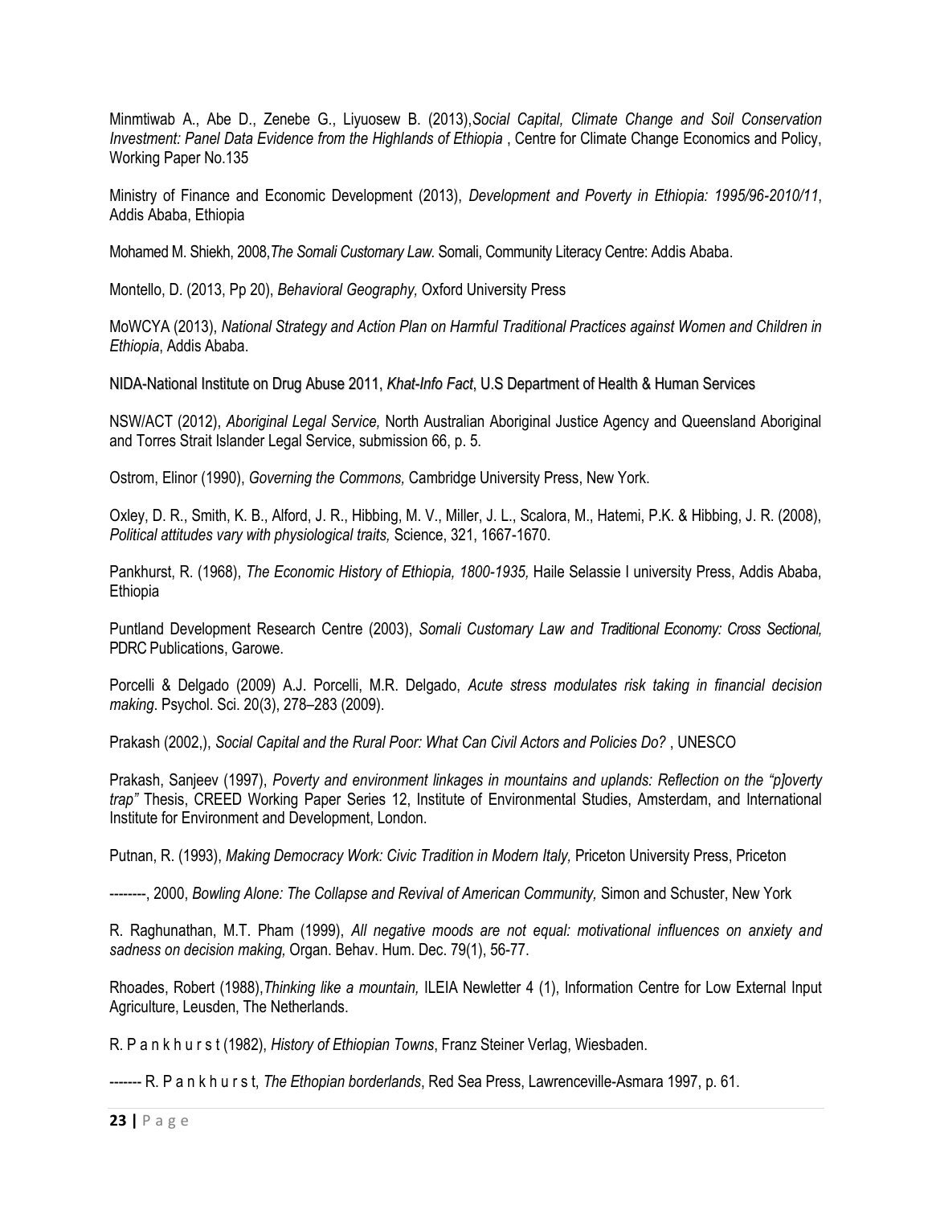Minmtiwab A., Abe D., Zenebe G., Liyuosew B. (2013),*Social Capital, Climate Change and Soil Conservation Investment: Panel Data Evidence from the Highlands of Ethiopia* , Centre for Climate Change Economics and Policy, Working Paper No.135

Ministry of Finance and Economic Development (2013), *Development and Poverty in Ethiopia: 1995/96-2010/11*, Addis Ababa, Ethiopia

Mohamed M. Shiekh, 2008,*The Somali Customary Law.* Somali, Community Literacy Centre: Addis Ababa.

Montello, D. (2013, Pp 20), *Behavioral Geography,* Oxford University Press

MoWCYA (2013), *National Strategy and Action Plan on Harmful Traditional Practices against Women and Children in Ethiopia*, Addis Ababa.

NIDA-National Institute on Drug Abuse 2011, *Khat-Info Fact*, U.S Department of Health & Human Services

NSW/ACT (2012), *Aboriginal Legal Service,* North Australian Aboriginal Justice Agency and Queensland Aboriginal and Torres Strait Islander Legal Service, submission 66, p. 5.

Ostrom, Elinor (1990), *Governing the Commons,* Cambridge University Press, New York.

Oxley, D. R., Smith, K. B., Alford, J. R., Hibbing, M. V., Miller, J. L., Scalora, M., Hatemi, P.K. & Hibbing, J. R. (2008), *Political attitudes vary with physiological traits,* Science, 321, 1667-1670.

Pankhurst, R. (1968), *The Economic History of Ethiopia, 1800-1935,* Haile Selassie I university Press, Addis Ababa, Ethiopia

Puntland Development Research Centre (2003), *Somali Customary Law and Traditional Economy: Cross Sectional,* PDRC Publications, Garowe.

Porcelli & Delgado (2009) A.J. Porcelli, M.R. Delgado, *Acute stress modulates risk taking in financial decision making*. Psychol. Sci. 20(3), 278–283 (2009).

Prakash (2002,), *Social Capital and the Rural Poor: What Can Civil Actors and Policies Do?* , UNESCO

Prakash, Sanjeev (1997), *Poverty and environment linkages in mountains and uplands: Reflection on the "p]overty trap"* Thesis, CREED Working Paper Series 12, Institute of Environmental Studies, Amsterdam, and International Institute for Environment and Development, London.

Putnan, R. (1993), *Making Democracy Work: Civic Tradition in Modern Italy,* Priceton University Press, Priceton

--------, 2000, *Bowling Alone: The Collapse and Revival of American Community,* Simon and Schuster, New York

R. Raghunathan, M.T. Pham (1999), *All negative moods are not equal: motivational influences on anxiety and sadness on decision making,* Organ. Behav. Hum. Dec. 79(1), 56-77.

Rhoades, Robert (1988),*Thinking like a mountain,* ILEIA Newletter 4 (1), Information Centre for Low External Input Agriculture, Leusden, The Netherlands.

R. P a n k h u r s t (1982), *History of Ethiopian Towns*, Franz Steiner Verlag, Wiesbaden.

------- R. P a n k h u r s t, *The Ethopian borderlands*, Red Sea Press, Lawrenceville-Asmara 1997, p. 61.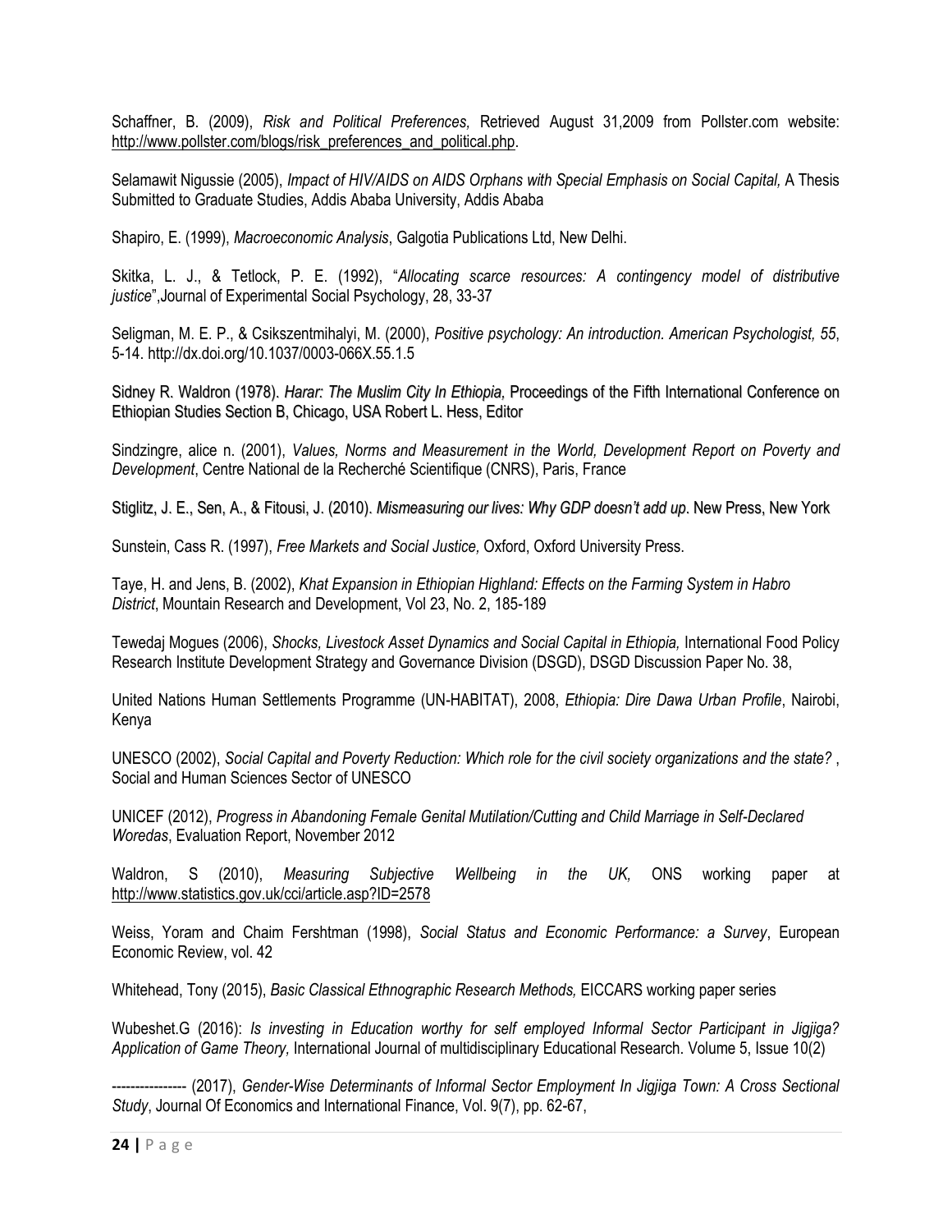Schaffner, B. (2009), *Risk and Political Preferences,* Retrieved August 31,2009 from Pollster.com website: http://www.pollster.com/blogs/risk_preferences_and_political.php.

Selamawit Nigussie (2005), *Impact of HIV/AIDS on AIDS Orphans with Special Emphasis on Social Capital,* A Thesis Submitted to Graduate Studies, Addis Ababa University, Addis Ababa

Shapiro, E. (1999), *Macroeconomic Analysis*, Galgotia Publications Ltd, New Delhi.

Skitka, L. J., & Tetlock, P. E. (1992), "*Allocating scarce resources: A contingency model of distributive justice*",Journal of Experimental Social Psychology, 28, 33-37

Seligman, M. E. P., & Csikszentmihalyi, M. (2000), *Positive psychology: An introduction. American Psychologist, 55*, 5-14. http://dx.doi.org/10.1037/0003-066X.55.1.5

Sidney R. Waldron (1978). *Harar: The Muslim City In Ethiopia,* Proceedings of the Fifth International Conference on Ethiopian Studies Section B, Chicago, USA Robert L. Hess, Editor

Sindzingre, alice n. (2001), *Values, Norms and Measurement in the World, Development Report on Poverty and Development*, Centre National de la Recherché Scientifique (CNRS), Paris, France

Stiglitz, J. E., Sen, A., & Fitousi, J. (2010). *Mismeasuring our lives: Why GDP doesn't add up*. New Press, New York

Sunstein, Cass R. (1997), *Free Markets and Social Justice,* Oxford, Oxford University Press.

Taye, H. and Jens, B. (2002), *Khat Expansion in Ethiopian Highland: Effects on the Farming System in Habro District*, Mountain Research and Development, Vol 23, No. 2, 185-189

Tewedaj Mogues (2006), *Shocks, Livestock Asset Dynamics and Social Capital in Ethiopia,* International Food Policy Research Institute Development Strategy and Governance Division (DSGD), DSGD Discussion Paper No. 38,

United Nations Human Settlements Programme (UN-HABITAT), 2008, *Ethiopia: Dire Dawa Urban Profile*, Nairobi, Kenya

UNESCO (2002), *Social Capital and Poverty Reduction: Which role for the civil society organizations and the state?* , Social and Human Sciences Sector of UNESCO

UNICEF (2012), *Progress in Abandoning Female Genital Mutilation/Cutting and Child Marriage in Self-Declared Woredas*, Evaluation Report, November 2012

Waldron, S (2010), *Measuring Subjective Wellbeing in the UK,* ONS working paper at http://www.statistics.gov.uk/cci/article.asp?ID=2578

Weiss, Yoram and Chaim Fershtman (1998), *Social Status and Economic Performance: a Survey*, European Economic Review, vol. 42

Whitehead, Tony (2015), *Basic Classical Ethnographic Research Methods,* EICCARS working paper series

Wubeshet.G (2016): *Is investing in Education worthy for self employed Informal Sector Participant in Jigjiga? Application of Game Theory,* International Journal of multidisciplinary Educational Research. Volume 5, Issue 10(2)

---------------- (2017), *Gender-Wise Determinants of Informal Sector Employment In Jigjiga Town: A Cross Sectional Study*, Journal Of Economics and International Finance, Vol. 9(7), pp. 62-67,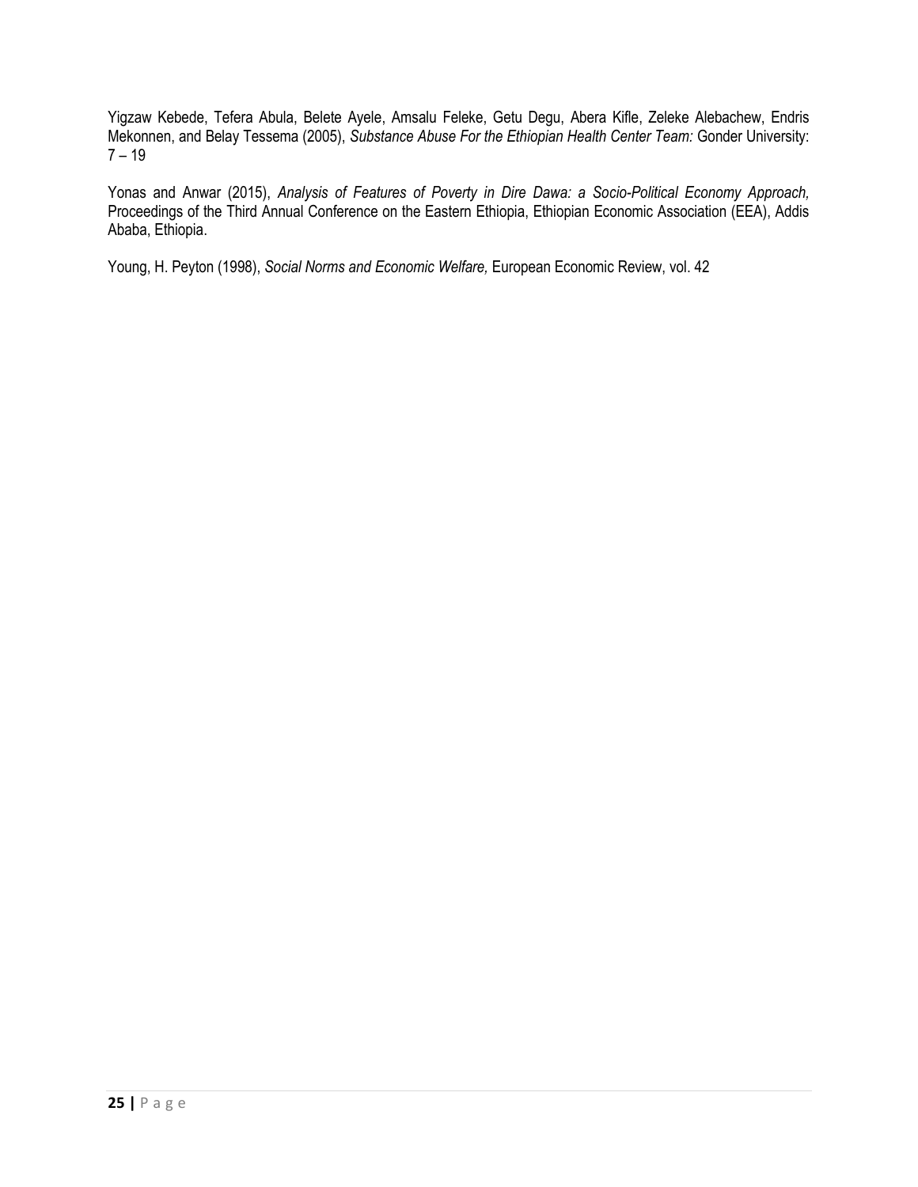Yigzaw Kebede, Tefera Abula, Belete Ayele, Amsalu Feleke, Getu Degu, Abera Kifle, Zeleke Alebachew, Endris Mekonnen, and Belay Tessema (2005), *Substance Abuse For the Ethiopian Health Center Team:* Gonder University: 7 – 19

Yonas and Anwar (2015), *Analysis of Features of Poverty in Dire Dawa: a Socio-Political Economy Approach,* Proceedings of the Third Annual Conference on the Eastern Ethiopia, Ethiopian Economic Association (EEA), Addis Ababa, Ethiopia.

Young, H. Peyton (1998), *Social Norms and Economic Welfare,* European Economic Review, vol. 42